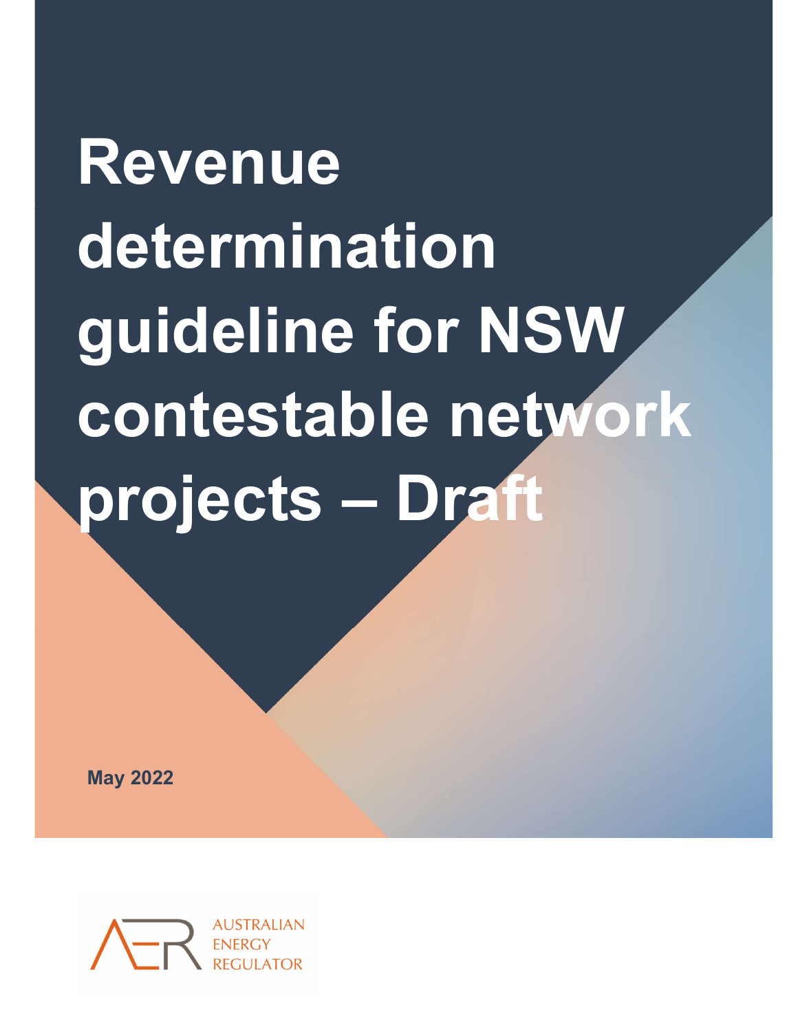# Revenue determination guideline for NSW contestable network projects – Draft

May 2022

AUSTRALIAN ENERGY REGULATOR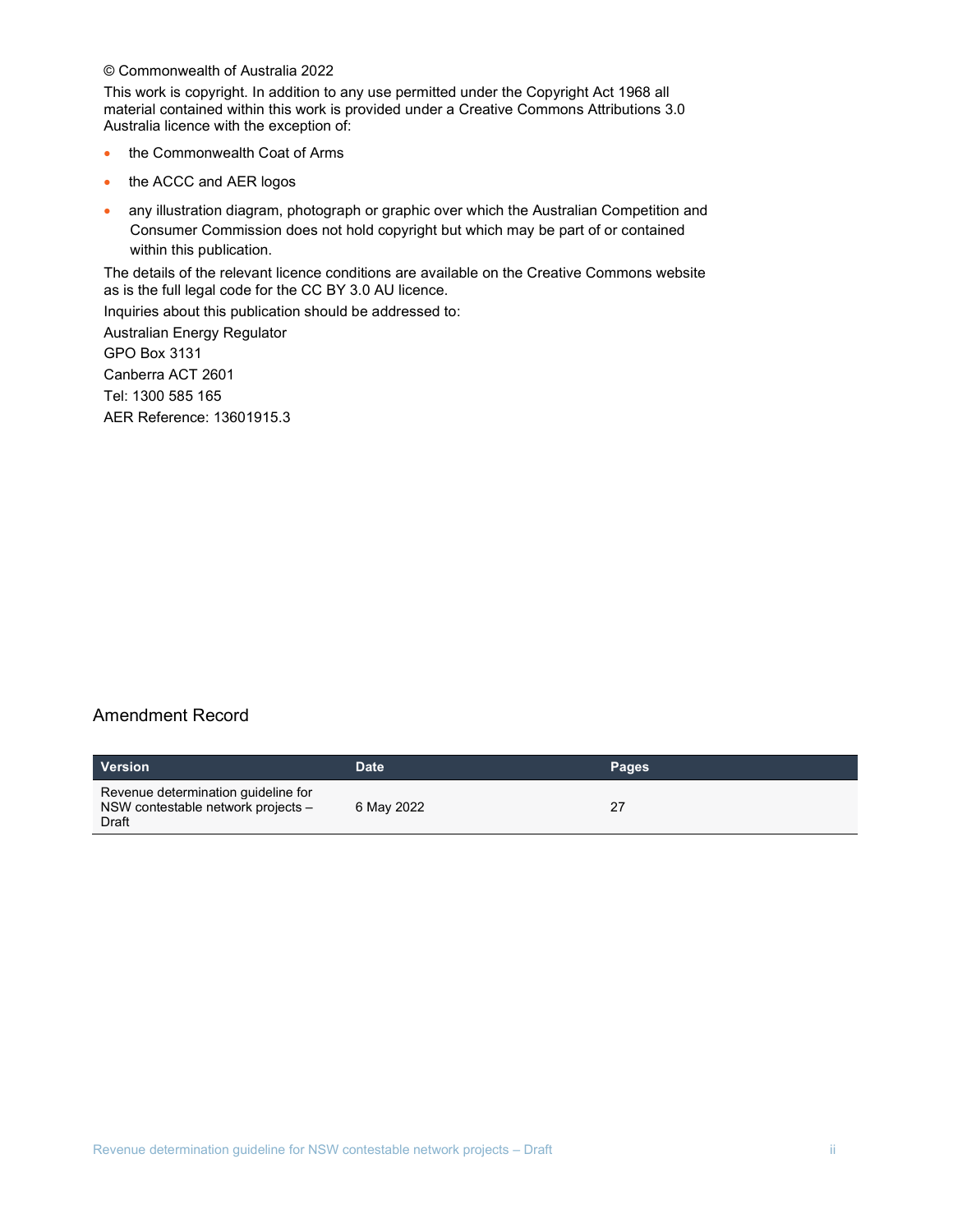© Commonwealth of Australia 2022

This work is copyright. In addition to any use permitted under the Copyright Act 1968 all material contained within this work is provided under a Creative Commons Attributions 3.0 Australia licence with the exception of:

- the Commonwealth Coat of Arms
- the ACCC and AER logos
- any illustration diagram, photograph or graphic over which the Australian Competition and Consumer Commission does not hold copyright but which may be part of or contained within this publication.

The details of the relevant licence conditions are available on the Creative Commons website as is the full legal code for the CC BY 3.0 AU licence.

Inquiries about this publication should be addressed to:

Australian Energy Regulator

GPO Box 3131

Canberra ACT 2601

Tel: 1300 585 165

AER Reference: 13601915.3

## Amendment Record

| Version | Date | Pages |
|---|---|---|
| Revenue determination guideline for NSW contestable network projects – Draft | 6 May 2022 | 27 |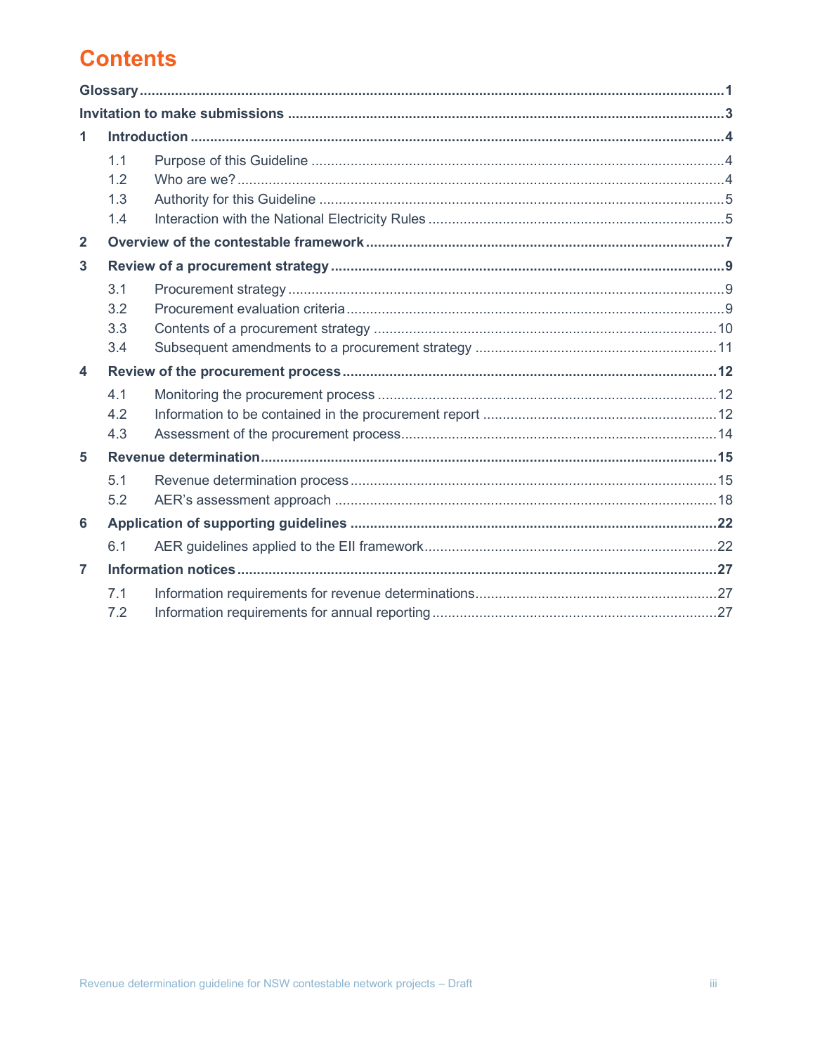# Contents

**Glossary** .......... **1**

**Invitation to make submissions** .......... **3**

**1 Introduction** .......... **4**

- 1.1 Purpose of this Guideline .......... 4
- 1.2 Who are we? .......... 4
- 1.3 Authority for this Guideline .......... 5
- 1.4 Interaction with the National Electricity Rules .......... 5

**2 Overview of the contestable framework** .......... **7**

**3 Review of a procurement strategy** .......... **9**

- 3.1 Procurement strategy .......... 9
- 3.2 Procurement evaluation criteria .......... 9
- 3.3 Contents of a procurement strategy .......... 10
- 3.4 Subsequent amendments to a procurement strategy .......... 11

**4 Review of the procurement process** .......... **12**

- 4.1 Monitoring the procurement process .......... 12
- 4.2 Information to be contained in the procurement report .......... 12
- 4.3 Assessment of the procurement process .......... 14

**5 Revenue determination** .......... **15**

- 5.1 Revenue determination process .......... 15
- 5.2 AER's assessment approach .......... 18

**6 Application of supporting guidelines** .......... **22**

- 6.1 AER guidelines applied to the EII framework .......... 22

**7 Information notices** .......... **27**

- 7.1 Information requirements for revenue determinations .......... 27
- 7.2 Information requirements for annual reporting .......... 27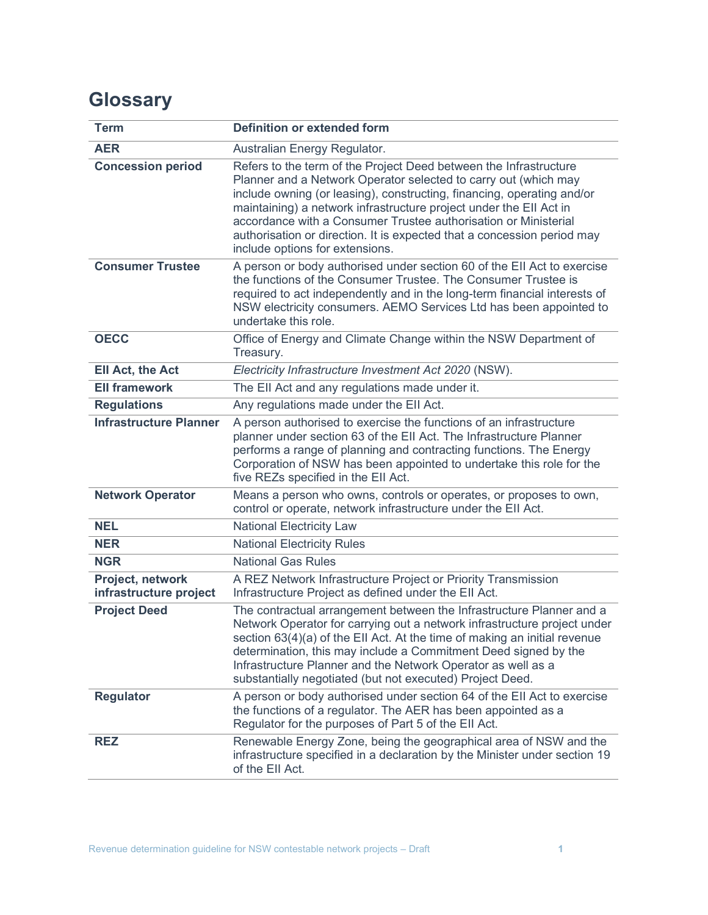# Glossary

| Term | Definition or extended form |
| --- | --- |
| **AER** | Australian Energy Regulator. |
| **Concession period** | Refers to the term of the Project Deed between the Infrastructure Planner and a Network Operator selected to carry out (which may include owning (or leasing), constructing, financing, operating and/or maintaining) a network infrastructure project under the EII Act in accordance with a Consumer Trustee authorisation or Ministerial authorisation or direction. It is expected that a concession period may include options for extensions. |
| **Consumer Trustee** | A person or body authorised under section 60 of the EII Act to exercise the functions of the Consumer Trustee. The Consumer Trustee is required to act independently and in the long-term financial interests of NSW electricity consumers. AEMO Services Ltd has been appointed to undertake this role. |
| **OECC** | Office of Energy and Climate Change within the NSW Department of Treasury. |
| **EII Act, the Act** | *Electricity Infrastructure Investment Act 2020* (NSW). |
| **EII framework** | The EII Act and any regulations made under it. |
| **Regulations** | Any regulations made under the EII Act. |
| **Infrastructure Planner** | A person authorised to exercise the functions of an infrastructure planner under section 63 of the EII Act. The Infrastructure Planner performs a range of planning and contracting functions. The Energy Corporation of NSW has been appointed to undertake this role for the five REZs specified in the EII Act. |
| **Network Operator** | Means a person who owns, controls or operates, or proposes to own, control or operate, network infrastructure under the EII Act. |
| **NEL** | National Electricity Law |
| **NER** | National Electricity Rules |
| **NGR** | National Gas Rules |
| **Project, network infrastructure project** | A REZ Network Infrastructure Project or Priority Transmission Infrastructure Project as defined under the EII Act. |
| **Project Deed** | The contractual arrangement between the Infrastructure Planner and a Network Operator for carrying out a network infrastructure project under section 63(4)(a) of the EII Act. At the time of making an initial revenue determination, this may include a Commitment Deed signed by the Infrastructure Planner and the Network Operator as well as a substantially negotiated (but not executed) Project Deed. |
| **Regulator** | A person or body authorised under section 64 of the EII Act to exercise the functions of a regulator. The AER has been appointed as a Regulator for the purposes of Part 5 of the EII Act. |
| **REZ** | Renewable Energy Zone, being the geographical area of NSW and the infrastructure specified in a declaration by the Minister under section 19 of the EII Act. |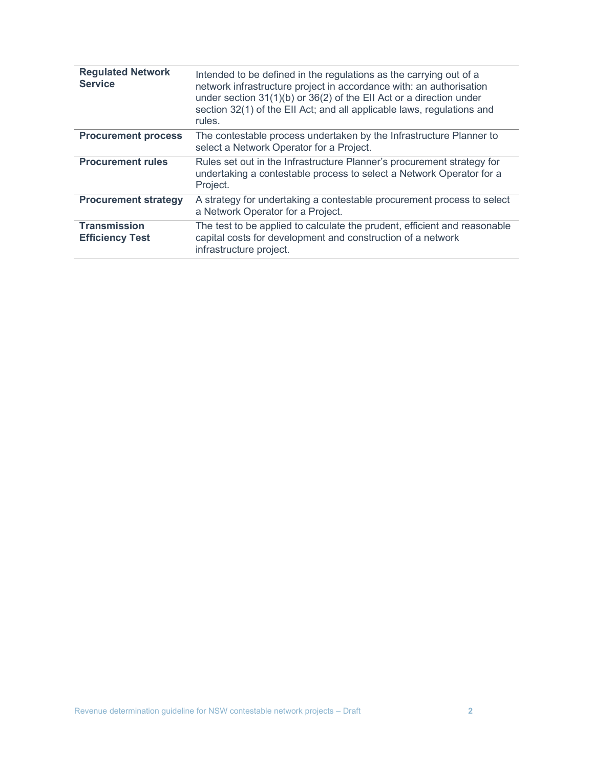| | |
|---|---|
| **Regulated Network Service** | Intended to be defined in the regulations as the carrying out of a network infrastructure project in accordance with: an authorisation under section 31(1)(b) or 36(2) of the EII Act or a direction under section 32(1) of the EII Act; and all applicable laws, regulations and rules. |
| **Procurement process** | The contestable process undertaken by the Infrastructure Planner to select a Network Operator for a Project. |
| **Procurement rules** | Rules set out in the Infrastructure Planner's procurement strategy for undertaking a contestable process to select a Network Operator for a Project. |
| **Procurement strategy** | A strategy for undertaking a contestable procurement process to select a Network Operator for a Project. |
| **Transmission Efficiency Test** | The test to be applied to calculate the prudent, efficient and reasonable capital costs for development and construction of a network infrastructure project. |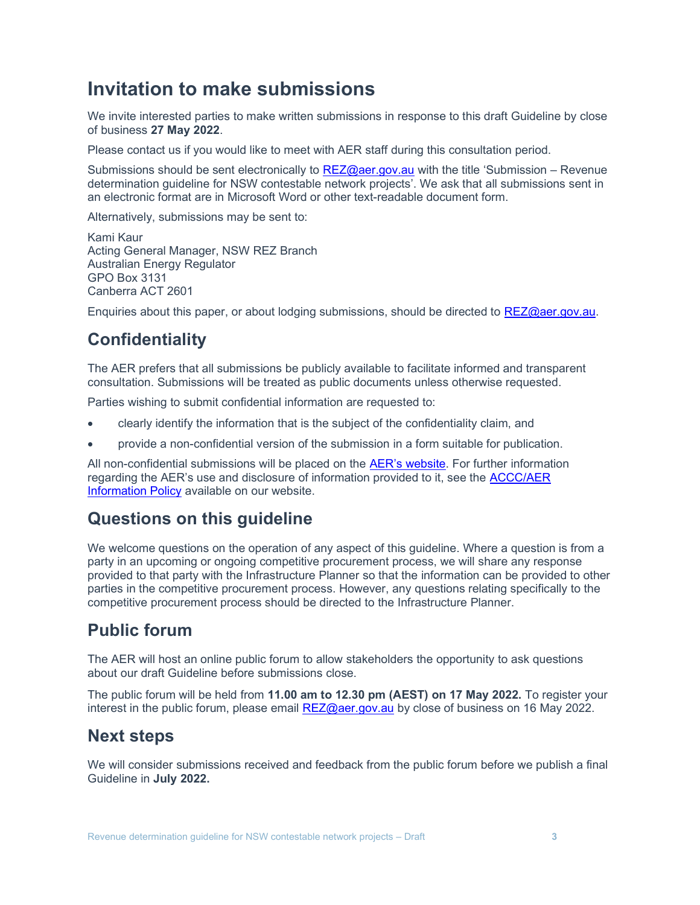# Invitation to make submissions

We invite interested parties to make written submissions in response to this draft Guideline by close of business **27 May 2022**.

Please contact us if you would like to meet with AER staff during this consultation period.

Submissions should be sent electronically to [REZ@aer.gov.au](mailto:REZ@aer.gov.au) with the title 'Submission – Revenue determination guideline for NSW contestable network projects'. We ask that all submissions sent in an electronic format are in Microsoft Word or other text-readable document form.

Alternatively, submissions may be sent to:

Kami Kaur
Acting General Manager, NSW REZ Branch
Australian Energy Regulator
GPO Box 3131
Canberra ACT 2601

Enquiries about this paper, or about lodging submissions, should be directed to [REZ@aer.gov.au](mailto:REZ@aer.gov.au).

## Confidentiality

The AER prefers that all submissions be publicly available to facilitate informed and transparent consultation. Submissions will be treated as public documents unless otherwise requested.

Parties wishing to submit confidential information are requested to:

- clearly identify the information that is the subject of the confidentiality claim, and
- provide a non-confidential version of the submission in a form suitable for publication.

All non-confidential submissions will be placed on the AER's website. For further information regarding the AER's use and disclosure of information provided to it, see the ACCC/AER Information Policy available on our website.

## Questions on this guideline

We welcome questions on the operation of any aspect of this guideline. Where a question is from a party in an upcoming or ongoing competitive procurement process, we will share any response provided to that party with the Infrastructure Planner so that the information can be provided to other parties in the competitive procurement process. However, any questions relating specifically to the competitive procurement process should be directed to the Infrastructure Planner.

## Public forum

The AER will host an online public forum to allow stakeholders the opportunity to ask questions about our draft Guideline before submissions close.

The public forum will be held from **11.00 am to 12.30 pm (AEST) on 17 May 2022.** To register your interest in the public forum, please email [REZ@aer.gov.au](mailto:REZ@aer.gov.au) by close of business on 16 May 2022.

## Next steps

We will consider submissions received and feedback from the public forum before we publish a final Guideline in **July 2022.**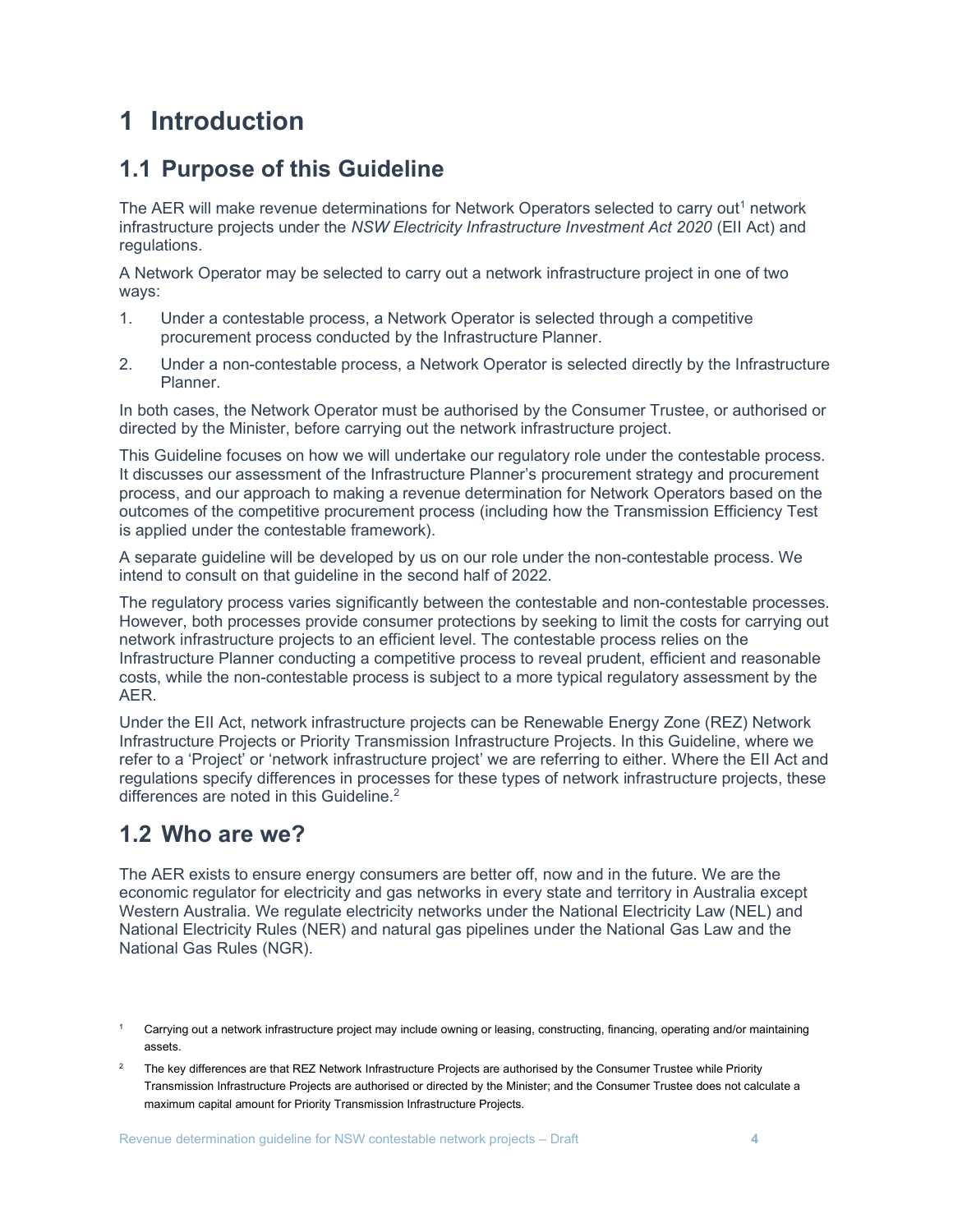# 1 Introduction

## 1.1 Purpose of this Guideline

The AER will make revenue determinations for Network Operators selected to carry out[1] network infrastructure projects under the *NSW Electricity Infrastructure Investment Act 2020* (EII Act) and regulations.

A Network Operator may be selected to carry out a network infrastructure project in one of two ways:

1. Under a contestable process, a Network Operator is selected through a competitive procurement process conducted by the Infrastructure Planner.
2. Under a non-contestable process, a Network Operator is selected directly by the Infrastructure Planner.

In both cases, the Network Operator must be authorised by the Consumer Trustee, or authorised or directed by the Minister, before carrying out the network infrastructure project.

This Guideline focuses on how we will undertake our regulatory role under the contestable process. It discusses our assessment of the Infrastructure Planner's procurement strategy and procurement process, and our approach to making a revenue determination for Network Operators based on the outcomes of the competitive procurement process (including how the Transmission Efficiency Test is applied under the contestable framework).

A separate guideline will be developed by us on our role under the non-contestable process. We intend to consult on that guideline in the second half of 2022.

The regulatory process varies significantly between the contestable and non-contestable processes. However, both processes provide consumer protections by seeking to limit the costs for carrying out network infrastructure projects to an efficient level. The contestable process relies on the Infrastructure Planner conducting a competitive process to reveal prudent, efficient and reasonable costs, while the non-contestable process is subject to a more typical regulatory assessment by the AER.

Under the EII Act, network infrastructure projects can be Renewable Energy Zone (REZ) Network Infrastructure Projects or Priority Transmission Infrastructure Projects. In this Guideline, where we refer to a 'Project' or 'network infrastructure project' we are referring to either. Where the EII Act and regulations specify differences in processes for these types of network infrastructure projects, these differences are noted in this Guideline.[2]

## 1.2 Who are we?

The AER exists to ensure energy consumers are better off, now and in the future. We are the economic regulator for electricity and gas networks in every state and territory in Australia except Western Australia. We regulate electricity networks under the National Electricity Law (NEL) and National Electricity Rules (NER) and natural gas pipelines under the National Gas Law and the National Gas Rules (NGR).

[1] Carrying out a network infrastructure project may include owning or leasing, constructing, financing, operating and/or maintaining assets.

[2] The key differences are that REZ Network Infrastructure Projects are authorised by the Consumer Trustee while Priority Transmission Infrastructure Projects are authorised or directed by the Minister; and the Consumer Trustee does not calculate a maximum capital amount for Priority Transmission Infrastructure Projects.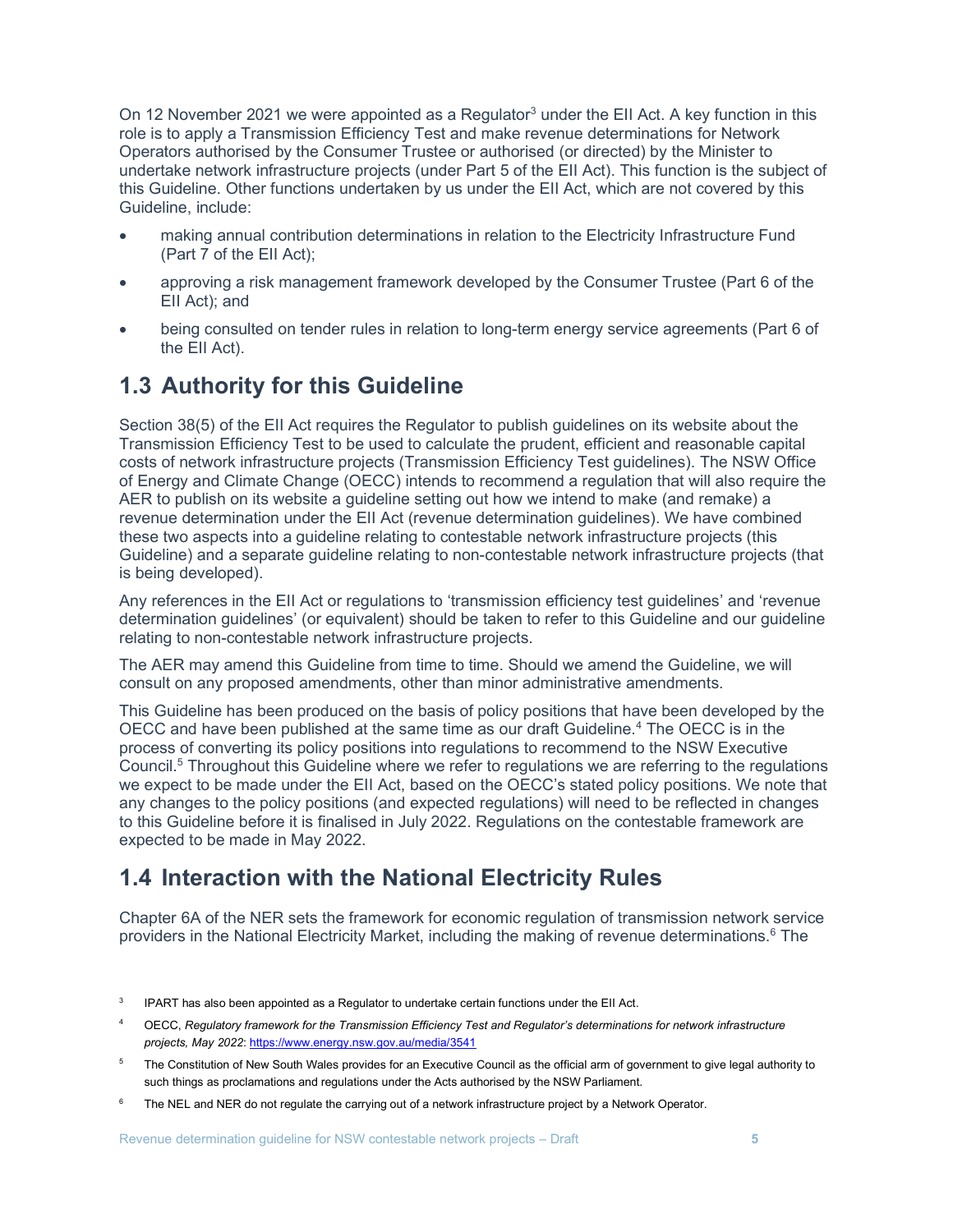On 12 November 2021 we were appointed as a Regulator[3] under the EII Act. A key function in this role is to apply a Transmission Efficiency Test and make revenue determinations for Network Operators authorised by the Consumer Trustee or authorised (or directed) by the Minister to undertake network infrastructure projects (under Part 5 of the EII Act). This function is the subject of this Guideline. Other functions undertaken by us under the EII Act, which are not covered by this Guideline, include:

- making annual contribution determinations in relation to the Electricity Infrastructure Fund (Part 7 of the EII Act);
- approving a risk management framework developed by the Consumer Trustee (Part 6 of the EII Act); and
- being consulted on tender rules in relation to long-term energy service agreements (Part 6 of the EII Act).

## 1.3 Authority for this Guideline

Section 38(5) of the EII Act requires the Regulator to publish guidelines on its website about the Transmission Efficiency Test to be used to calculate the prudent, efficient and reasonable capital costs of network infrastructure projects (Transmission Efficiency Test guidelines). The NSW Office of Energy and Climate Change (OECC) intends to recommend a regulation that will also require the AER to publish on its website a guideline setting out how we intend to make (and remake) a revenue determination under the EII Act (revenue determination guidelines). We have combined these two aspects into a guideline relating to contestable network infrastructure projects (this Guideline) and a separate guideline relating to non-contestable network infrastructure projects (that is being developed).

Any references in the EII Act or regulations to 'transmission efficiency test guidelines' and 'revenue determination guidelines' (or equivalent) should be taken to refer to this Guideline and our guideline relating to non-contestable network infrastructure projects.

The AER may amend this Guideline from time to time. Should we amend the Guideline, we will consult on any proposed amendments, other than minor administrative amendments.

This Guideline has been produced on the basis of policy positions that have been developed by the OECC and have been published at the same time as our draft Guideline.[4] The OECC is in the process of converting its policy positions into regulations to recommend to the NSW Executive Council.[5] Throughout this Guideline where we refer to regulations we are referring to the regulations we expect to be made under the EII Act, based on the OECC's stated policy positions. We note that any changes to the policy positions (and expected regulations) will need to be reflected in changes to this Guideline before it is finalised in July 2022. Regulations on the contestable framework are expected to be made in May 2022.

## 1.4 Interaction with the National Electricity Rules

Chapter 6A of the NER sets the framework for economic regulation of transmission network service providers in the National Electricity Market, including the making of revenue determinations.[6] The

---

[3] IPART has also been appointed as a Regulator to undertake certain functions under the EII Act.

[4] OECC, *Regulatory framework for the Transmission Efficiency Test and Regulator's determinations for network infrastructure projects, May 2022*: https://www.energy.nsw.gov.au/media/3541

[5] The Constitution of New South Wales provides for an Executive Council as the official arm of government to give legal authority to such things as proclamations and regulations under the Acts authorised by the NSW Parliament.

[6] The NEL and NER do not regulate the carrying out of a network infrastructure project by a Network Operator.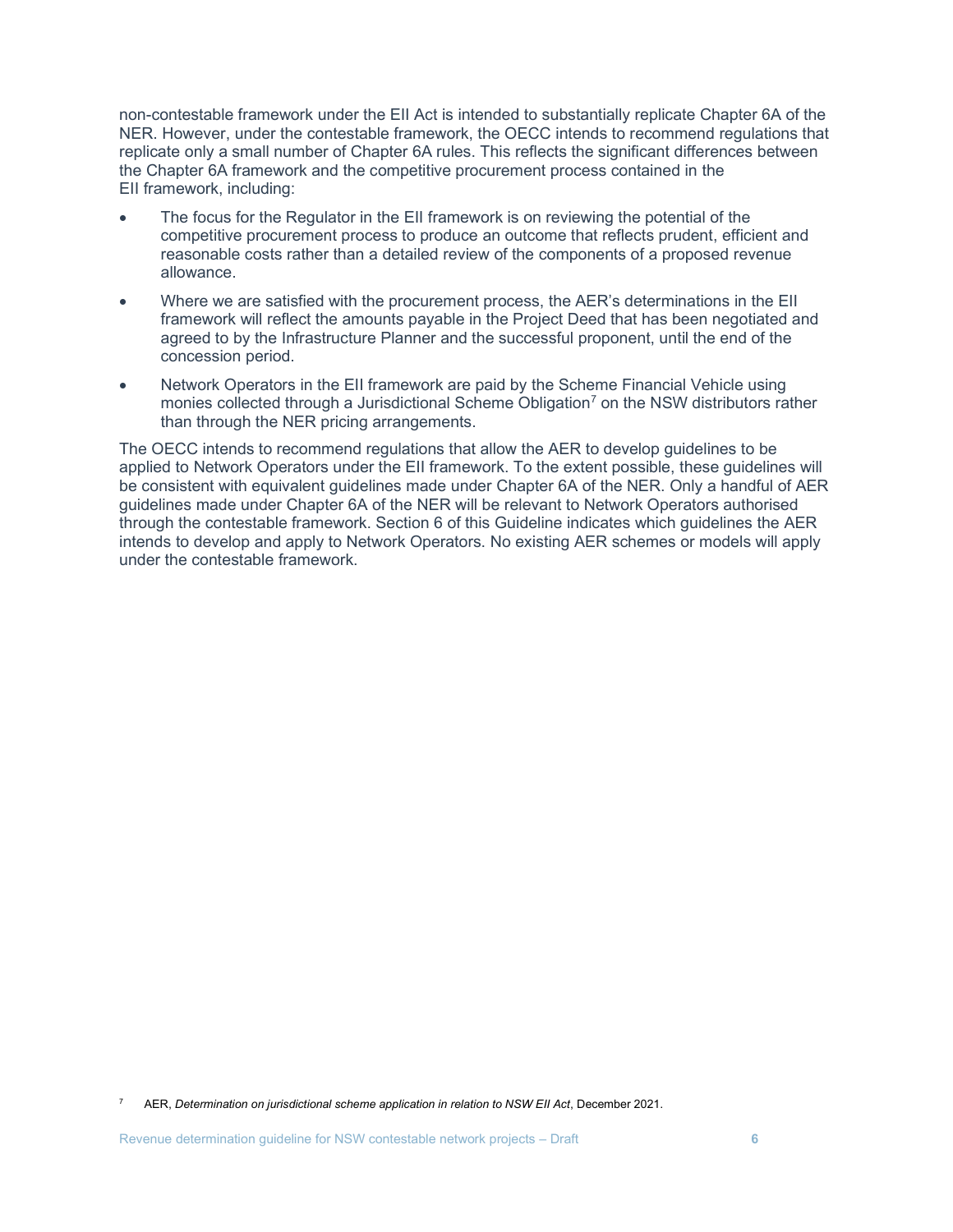non-contestable framework under the EII Act is intended to substantially replicate Chapter 6A of the NER. However, under the contestable framework, the OECC intends to recommend regulations that replicate only a small number of Chapter 6A rules. This reflects the significant differences between the Chapter 6A framework and the competitive procurement process contained in the EII framework, including:

- The focus for the Regulator in the EII framework is on reviewing the potential of the competitive procurement process to produce an outcome that reflects prudent, efficient and reasonable costs rather than a detailed review of the components of a proposed revenue allowance.
- Where we are satisfied with the procurement process, the AER's determinations in the EII framework will reflect the amounts payable in the Project Deed that has been negotiated and agreed to by the Infrastructure Planner and the successful proponent, until the end of the concession period.
- Network Operators in the EII framework are paid by the Scheme Financial Vehicle using monies collected through a Jurisdictional Scheme Obligation[7] on the NSW distributors rather than through the NER pricing arrangements.

The OECC intends to recommend regulations that allow the AER to develop guidelines to be applied to Network Operators under the EII framework. To the extent possible, these guidelines will be consistent with equivalent guidelines made under Chapter 6A of the NER. Only a handful of AER guidelines made under Chapter 6A of the NER will be relevant to Network Operators authorised through the contestable framework. Section 6 of this Guideline indicates which guidelines the AER intends to develop and apply to Network Operators. No existing AER schemes or models will apply under the contestable framework.

[7] AER, *Determination on jurisdictional scheme application in relation to NSW EII Act*, December 2021.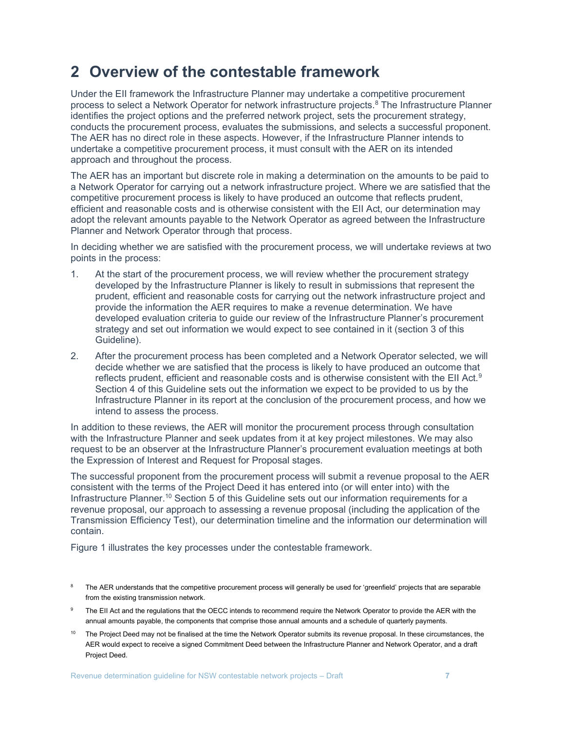## 2 Overview of the contestable framework

Under the EII framework the Infrastructure Planner may undertake a competitive procurement process to select a Network Operator for network infrastructure projects.[8] The Infrastructure Planner identifies the project options and the preferred network project, sets the procurement strategy, conducts the procurement process, evaluates the submissions, and selects a successful proponent. The AER has no direct role in these aspects. However, if the Infrastructure Planner intends to undertake a competitive procurement process, it must consult with the AER on its intended approach and throughout the process.

The AER has an important but discrete role in making a determination on the amounts to be paid to a Network Operator for carrying out a network infrastructure project. Where we are satisfied that the competitive procurement process is likely to have produced an outcome that reflects prudent, efficient and reasonable costs and is otherwise consistent with the EII Act, our determination may adopt the relevant amounts payable to the Network Operator as agreed between the Infrastructure Planner and Network Operator through that process.

In deciding whether we are satisfied with the procurement process, we will undertake reviews at two points in the process:

1. At the start of the procurement process, we will review whether the procurement strategy developed by the Infrastructure Planner is likely to result in submissions that represent the prudent, efficient and reasonable costs for carrying out the network infrastructure project and provide the information the AER requires to make a revenue determination. We have developed evaluation criteria to guide our review of the Infrastructure Planner's procurement strategy and set out information we would expect to see contained in it (section 3 of this Guideline).
2. After the procurement process has been completed and a Network Operator selected, we will decide whether we are satisfied that the process is likely to have produced an outcome that reflects prudent, efficient and reasonable costs and is otherwise consistent with the EII Act.[9] Section 4 of this Guideline sets out the information we expect to be provided to us by the Infrastructure Planner in its report at the conclusion of the procurement process, and how we intend to assess the process.

In addition to these reviews, the AER will monitor the procurement process through consultation with the Infrastructure Planner and seek updates from it at key project milestones. We may also request to be an observer at the Infrastructure Planner's procurement evaluation meetings at both the Expression of Interest and Request for Proposal stages.

The successful proponent from the procurement process will submit a revenue proposal to the AER consistent with the terms of the Project Deed it has entered into (or will enter into) with the Infrastructure Planner.[10] Section 5 of this Guideline sets out our information requirements for a revenue proposal, our approach to assessing a revenue proposal (including the application of the Transmission Efficiency Test), our determination timeline and the information our determination will contain.

Figure 1 illustrates the key processes under the contestable framework.

[8] The AER understands that the competitive procurement process will generally be used for 'greenfield' projects that are separable from the existing transmission network.

[9] The EII Act and the regulations that the OECC intends to recommend require the Network Operator to provide the AER with the annual amounts payable, the components that comprise those annual amounts and a schedule of quarterly payments.

[10] The Project Deed may not be finalised at the time the Network Operator submits its revenue proposal. In these circumstances, the AER would expect to receive a signed Commitment Deed between the Infrastructure Planner and Network Operator, and a draft Project Deed.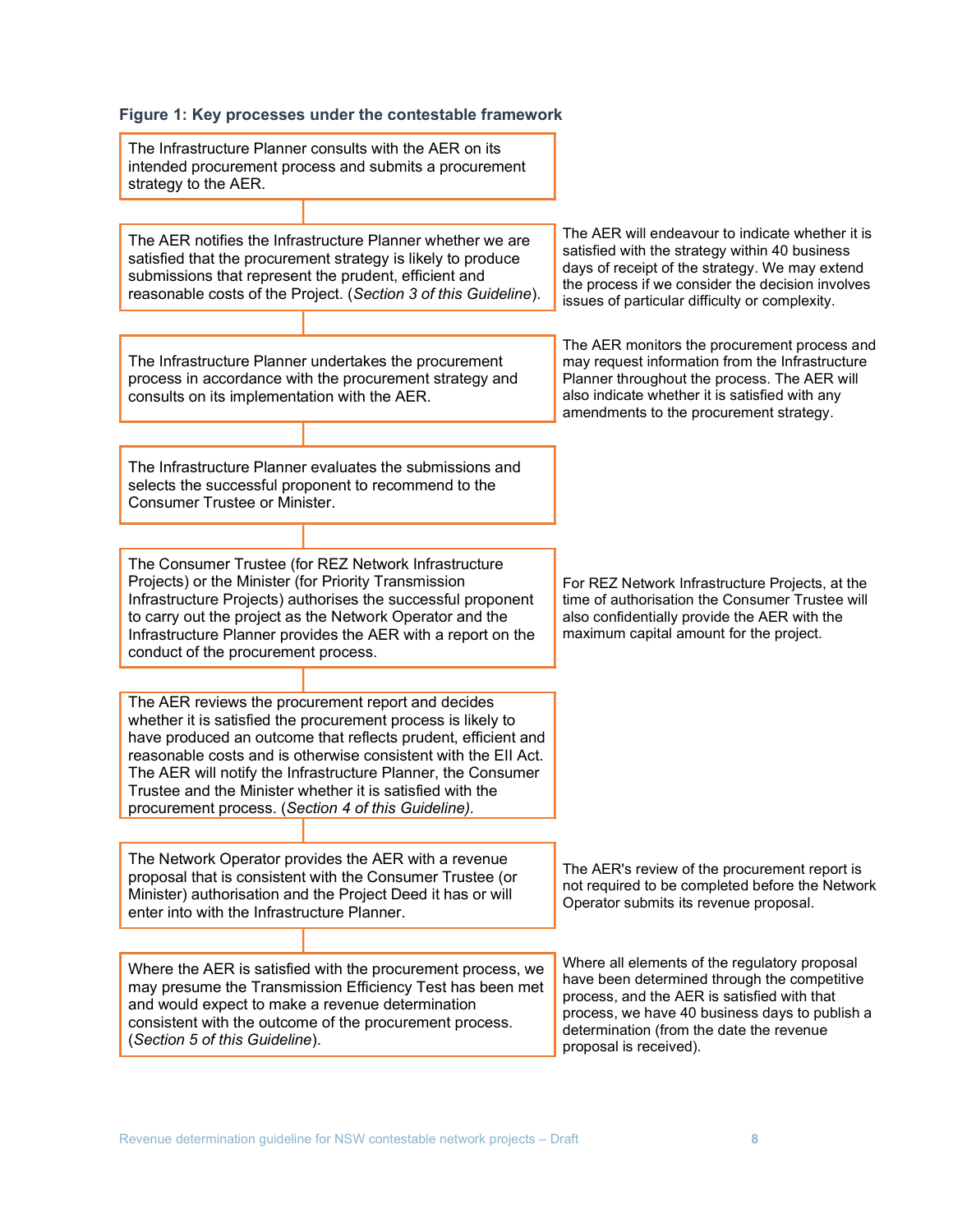**Figure 1: Key processes under the contestable framework**

| Process step | Notes |
|---|---|
| The Infrastructure Planner consults with the AER on its intended procurement process and submits a procurement strategy to the AER. | |
| The AER notifies the Infrastructure Planner whether we are satisfied that the procurement strategy is likely to produce submissions that represent the prudent, efficient and reasonable costs of the Project. (*Section 3 of this Guideline*). | The AER will endeavour to indicate whether it is satisfied with the strategy within 40 business days of receipt of the strategy. We may extend the process if we consider the decision involves issues of particular difficulty or complexity. |
| The Infrastructure Planner undertakes the procurement process in accordance with the procurement strategy and consults on its implementation with the AER. | The AER monitors the procurement process and may request information from the Infrastructure Planner throughout the process. The AER will also indicate whether it is satisfied with any amendments to the procurement strategy. |
| The Infrastructure Planner evaluates the submissions and selects the successful proponent to recommend to the Consumer Trustee or Minister. | |
| The Consumer Trustee (for REZ Network Infrastructure Projects) or the Minister (for Priority Transmission Infrastructure Projects) authorises the successful proponent to carry out the project as the Network Operator and the Infrastructure Planner provides the AER with a report on the conduct of the procurement process. | For REZ Network Infrastructure Projects, at the time of authorisation the Consumer Trustee will also confidentially provide the AER with the maximum capital amount for the project. |
| The AER reviews the procurement report and decides whether it is satisfied the procurement process is likely to have produced an outcome that reflects prudent, efficient and reasonable costs and is otherwise consistent with the EII Act. The AER will notify the Infrastructure Planner, the Consumer Trustee and the Minister whether it is satisfied with the procurement process. (*Section 4 of this Guideline).* | |
| The Network Operator provides the AER with a revenue proposal that is consistent with the Consumer Trustee (or Minister) authorisation and the Project Deed it has or will enter into with the Infrastructure Planner. | The AER's review of the procurement report is not required to be completed before the Network Operator submits its revenue proposal. |
| Where the AER is satisfied with the procurement process, we may presume the Transmission Efficiency Test has been met and would expect to make a revenue determination consistent with the outcome of the procurement process. (*Section 5 of this Guideline*). | Where all elements of the regulatory proposal have been determined through the competitive process, and the AER is satisfied with that process, we have 40 business days to publish a determination (from the date the revenue proposal is received). |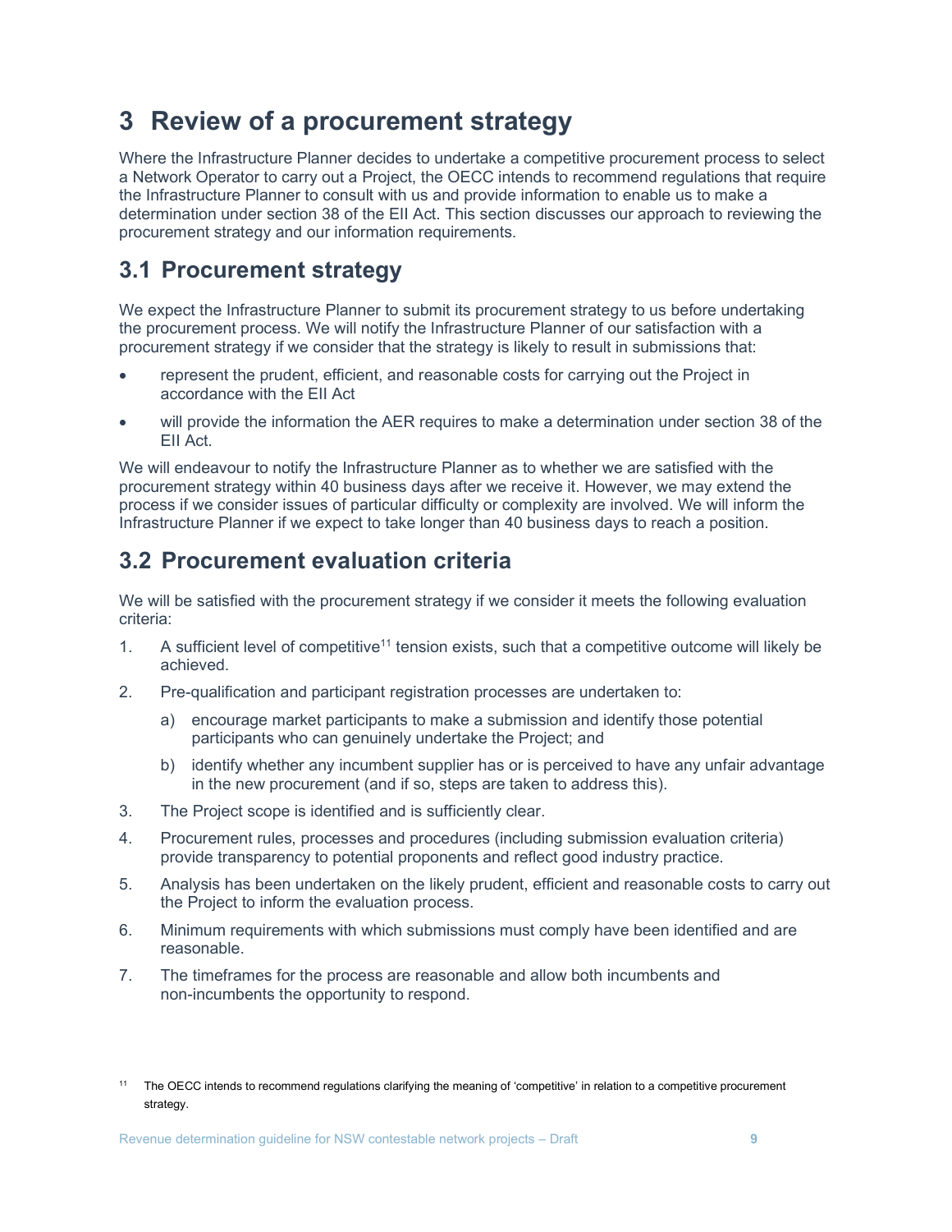# 3 Review of a procurement strategy

Where the Infrastructure Planner decides to undertake a competitive procurement process to select a Network Operator to carry out a Project, the OECC intends to recommend regulations that require the Infrastructure Planner to consult with us and provide information to enable us to make a determination under section 38 of the EII Act. This section discusses our approach to reviewing the procurement strategy and our information requirements.

## 3.1 Procurement strategy

We expect the Infrastructure Planner to submit its procurement strategy to us before undertaking the procurement process. We will notify the Infrastructure Planner of our satisfaction with a procurement strategy if we consider that the strategy is likely to result in submissions that:

- represent the prudent, efficient, and reasonable costs for carrying out the Project in accordance with the EII Act
- will provide the information the AER requires to make a determination under section 38 of the EII Act.

We will endeavour to notify the Infrastructure Planner as to whether we are satisfied with the procurement strategy within 40 business days after we receive it. However, we may extend the process if we consider issues of particular difficulty or complexity are involved. We will inform the Infrastructure Planner if we expect to take longer than 40 business days to reach a position.

## 3.2 Procurement evaluation criteria

We will be satisfied with the procurement strategy if we consider it meets the following evaluation criteria:

1. A sufficient level of competitive[11] tension exists, such that a competitive outcome will likely be achieved.
2. Pre-qualification and participant registration processes are undertaken to:
   a) encourage market participants to make a submission and identify those potential participants who can genuinely undertake the Project; and
   b) identify whether any incumbent supplier has or is perceived to have any unfair advantage in the new procurement (and if so, steps are taken to address this).
3. The Project scope is identified and is sufficiently clear.
4. Procurement rules, processes and procedures (including submission evaluation criteria) provide transparency to potential proponents and reflect good industry practice.
5. Analysis has been undertaken on the likely prudent, efficient and reasonable costs to carry out the Project to inform the evaluation process.
6. Minimum requirements with which submissions must comply have been identified and are reasonable.
7. The timeframes for the process are reasonable and allow both incumbents and non-incumbents the opportunity to respond.

[11] The OECC intends to recommend regulations clarifying the meaning of 'competitive' in relation to a competitive procurement strategy.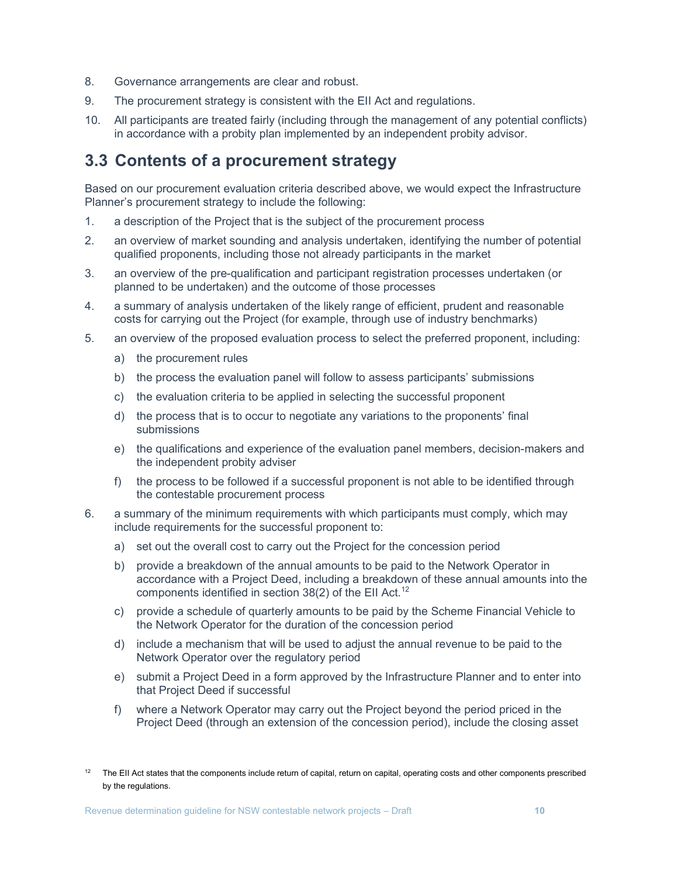8. Governance arrangements are clear and robust.
9. The procurement strategy is consistent with the EII Act and regulations.
10. All participants are treated fairly (including through the management of any potential conflicts) in accordance with a probity plan implemented by an independent probity advisor.

## 3.3 Contents of a procurement strategy

Based on our procurement evaluation criteria described above, we would expect the Infrastructure Planner's procurement strategy to include the following:

1. a description of the Project that is the subject of the procurement process
2. an overview of market sounding and analysis undertaken, identifying the number of potential qualified proponents, including those not already participants in the market
3. an overview of the pre-qualification and participant registration processes undertaken (or planned to be undertaken) and the outcome of those processes
4. a summary of analysis undertaken of the likely range of efficient, prudent and reasonable costs for carrying out the Project (for example, through use of industry benchmarks)
5. an overview of the proposed evaluation process to select the preferred proponent, including:
   a) the procurement rules
   b) the process the evaluation panel will follow to assess participants' submissions
   c) the evaluation criteria to be applied in selecting the successful proponent
   d) the process that is to occur to negotiate any variations to the proponents' final submissions
   e) the qualifications and experience of the evaluation panel members, decision-makers and the independent probity adviser
   f) the process to be followed if a successful proponent is not able to be identified through the contestable procurement process
6. a summary of the minimum requirements with which participants must comply, which may include requirements for the successful proponent to:
   a) set out the overall cost to carry out the Project for the concession period
   b) provide a breakdown of the annual amounts to be paid to the Network Operator in accordance with a Project Deed, including a breakdown of these annual amounts into the components identified in section 38(2) of the EII Act.[12]
   c) provide a schedule of quarterly amounts to be paid by the Scheme Financial Vehicle to the Network Operator for the duration of the concession period
   d) include a mechanism that will be used to adjust the annual revenue to be paid to the Network Operator over the regulatory period
   e) submit a Project Deed in a form approved by the Infrastructure Planner and to enter into that Project Deed if successful
   f) where a Network Operator may carry out the Project beyond the period priced in the Project Deed (through an extension of the concession period), include the closing asset

[12] The EII Act states that the components include return of capital, return on capital, operating costs and other components prescribed by the regulations.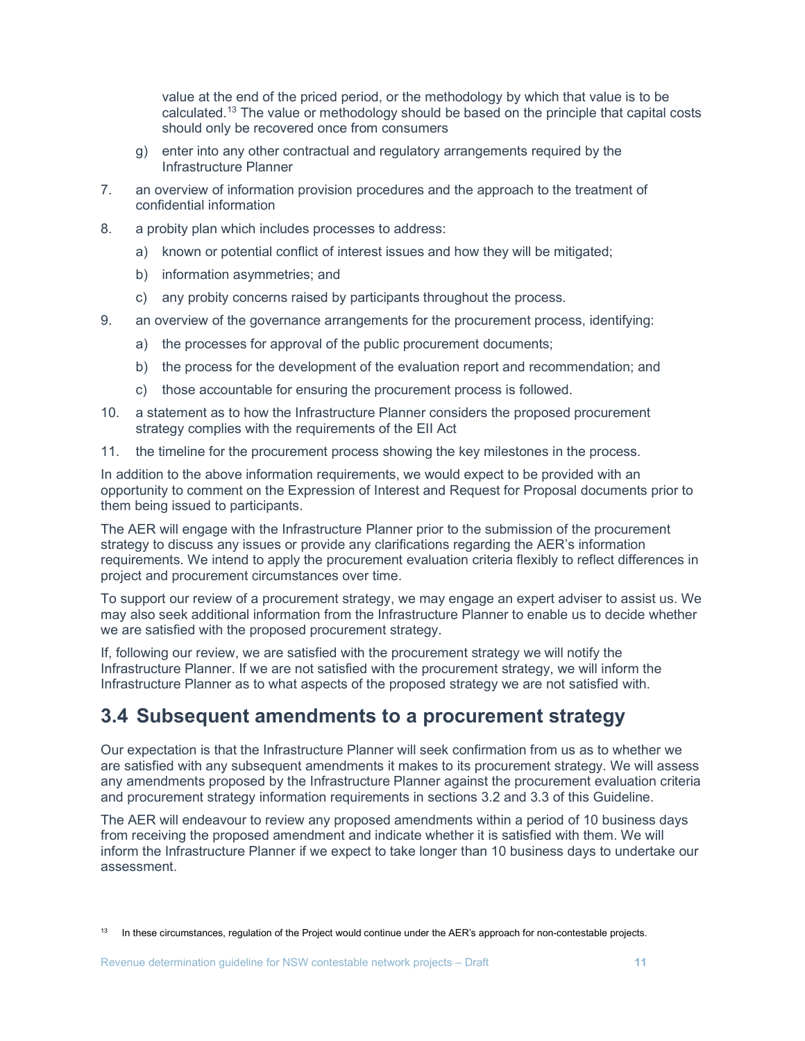value at the end of the priced period, or the methodology by which that value is to be calculated.[13] The value or methodology should be based on the principle that capital costs should only be recovered once from consumers

   g) enter into any other contractual and regulatory arrangements required by the Infrastructure Planner

7. an overview of information provision procedures and the approach to the treatment of confidential information
8. a probity plan which includes processes to address:
   a) known or potential conflict of interest issues and how they will be mitigated;
   b) information asymmetries; and
   c) any probity concerns raised by participants throughout the process.
9. an overview of the governance arrangements for the procurement process, identifying:
   a) the processes for approval of the public procurement documents;
   b) the process for the development of the evaluation report and recommendation; and
   c) those accountable for ensuring the procurement process is followed.
10. a statement as to how the Infrastructure Planner considers the proposed procurement strategy complies with the requirements of the EII Act
11. the timeline for the procurement process showing the key milestones in the process.

In addition to the above information requirements, we would expect to be provided with an opportunity to comment on the Expression of Interest and Request for Proposal documents prior to them being issued to participants.

The AER will engage with the Infrastructure Planner prior to the submission of the procurement strategy to discuss any issues or provide any clarifications regarding the AER's information requirements. We intend to apply the procurement evaluation criteria flexibly to reflect differences in project and procurement circumstances over time.

To support our review of a procurement strategy, we may engage an expert adviser to assist us. We may also seek additional information from the Infrastructure Planner to enable us to decide whether we are satisfied with the proposed procurement strategy.

If, following our review, we are satisfied with the procurement strategy we will notify the Infrastructure Planner. If we are not satisfied with the procurement strategy, we will inform the Infrastructure Planner as to what aspects of the proposed strategy we are not satisfied with.

## 3.4 Subsequent amendments to a procurement strategy

Our expectation is that the Infrastructure Planner will seek confirmation from us as to whether we are satisfied with any subsequent amendments it makes to its procurement strategy. We will assess any amendments proposed by the Infrastructure Planner against the procurement evaluation criteria and procurement strategy information requirements in sections 3.2 and 3.3 of this Guideline.

The AER will endeavour to review any proposed amendments within a period of 10 business days from receiving the proposed amendment and indicate whether it is satisfied with them. We will inform the Infrastructure Planner if we expect to take longer than 10 business days to undertake our assessment.

[13] In these circumstances, regulation of the Project would continue under the AER's approach for non-contestable projects.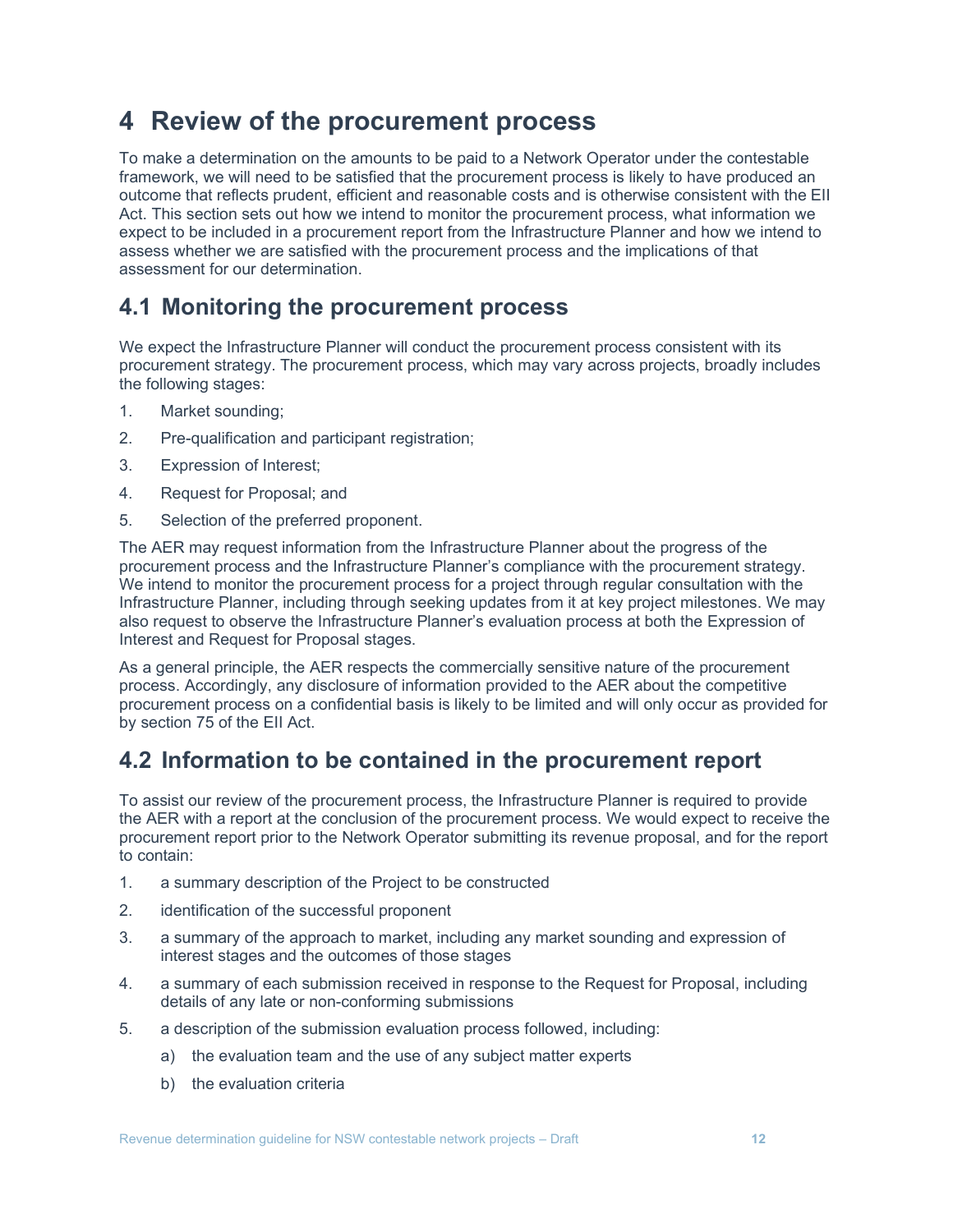# 4 Review of the procurement process

To make a determination on the amounts to be paid to a Network Operator under the contestable framework, we will need to be satisfied that the procurement process is likely to have produced an outcome that reflects prudent, efficient and reasonable costs and is otherwise consistent with the EII Act. This section sets out how we intend to monitor the procurement process, what information we expect to be included in a procurement report from the Infrastructure Planner and how we intend to assess whether we are satisfied with the procurement process and the implications of that assessment for our determination.

## 4.1 Monitoring the procurement process

We expect the Infrastructure Planner will conduct the procurement process consistent with its procurement strategy. The procurement process, which may vary across projects, broadly includes the following stages:

1. Market sounding;
2. Pre-qualification and participant registration;
3. Expression of Interest;
4. Request for Proposal; and
5. Selection of the preferred proponent.

The AER may request information from the Infrastructure Planner about the progress of the procurement process and the Infrastructure Planner's compliance with the procurement strategy. We intend to monitor the procurement process for a project through regular consultation with the Infrastructure Planner, including through seeking updates from it at key project milestones. We may also request to observe the Infrastructure Planner's evaluation process at both the Expression of Interest and Request for Proposal stages.

As a general principle, the AER respects the commercially sensitive nature of the procurement process. Accordingly, any disclosure of information provided to the AER about the competitive procurement process on a confidential basis is likely to be limited and will only occur as provided for by section 75 of the EII Act.

## 4.2 Information to be contained in the procurement report

To assist our review of the procurement process, the Infrastructure Planner is required to provide the AER with a report at the conclusion of the procurement process. We would expect to receive the procurement report prior to the Network Operator submitting its revenue proposal, and for the report to contain:

1. a summary description of the Project to be constructed
2. identification of the successful proponent
3. a summary of the approach to market, including any market sounding and expression of interest stages and the outcomes of those stages
4. a summary of each submission received in response to the Request for Proposal, including details of any late or non-conforming submissions
5. a description of the submission evaluation process followed, including:
   a) the evaluation team and the use of any subject matter experts
   b) the evaluation criteria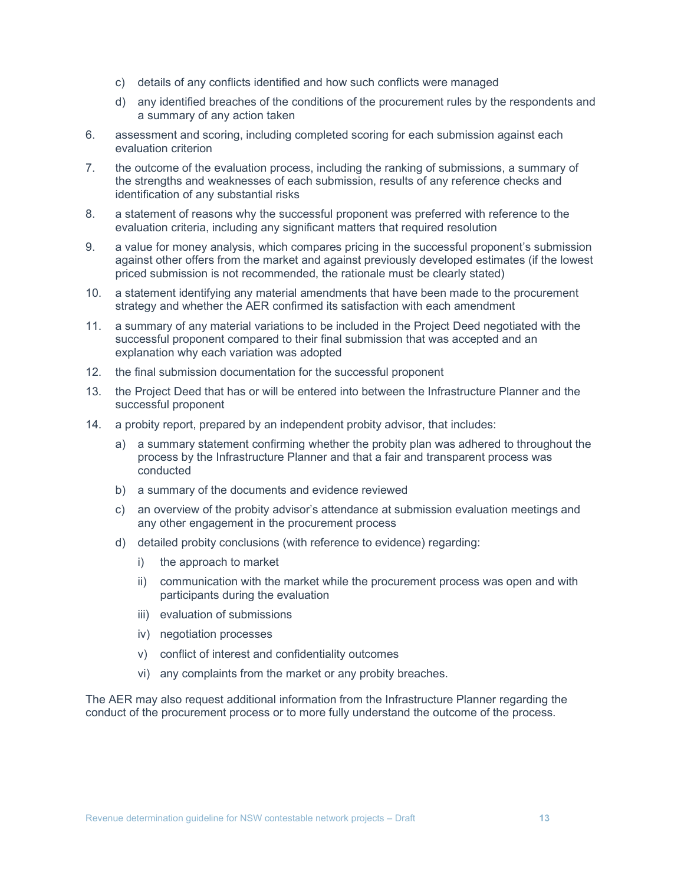c) details of any conflicts identified and how such conflicts were managed

  d) any identified breaches of the conditions of the procurement rules by the respondents and a summary of any action taken

6. assessment and scoring, including completed scoring for each submission against each evaluation criterion
7. the outcome of the evaluation process, including the ranking of submissions, a summary of the strengths and weaknesses of each submission, results of any reference checks and identification of any substantial risks
8. a statement of reasons why the successful proponent was preferred with reference to the evaluation criteria, including any significant matters that required resolution
9. a value for money analysis, which compares pricing in the successful proponent's submission against other offers from the market and against previously developed estimates (if the lowest priced submission is not recommended, the rationale must be clearly stated)
10. a statement identifying any material amendments that have been made to the procurement strategy and whether the AER confirmed its satisfaction with each amendment
11. a summary of any material variations to be included in the Project Deed negotiated with the successful proponent compared to their final submission that was accepted and an explanation why each variation was adopted
12. the final submission documentation for the successful proponent
13. the Project Deed that has or will be entered into between the Infrastructure Planner and the successful proponent
14. a probity report, prepared by an independent probity advisor, that includes:
    a) a summary statement confirming whether the probity plan was adhered to throughout the process by the Infrastructure Planner and that a fair and transparent process was conducted
    b) a summary of the documents and evidence reviewed
    c) an overview of the probity advisor's attendance at submission evaluation meetings and any other engagement in the procurement process
    d) detailed probity conclusions (with reference to evidence) regarding:
        i) the approach to market
        ii) communication with the market while the procurement process was open and with participants during the evaluation
        iii) evaluation of submissions
        iv) negotiation processes
        v) conflict of interest and confidentiality outcomes
        vi) any complaints from the market or any probity breaches.

The AER may also request additional information from the Infrastructure Planner regarding the conduct of the procurement process or to more fully understand the outcome of the process.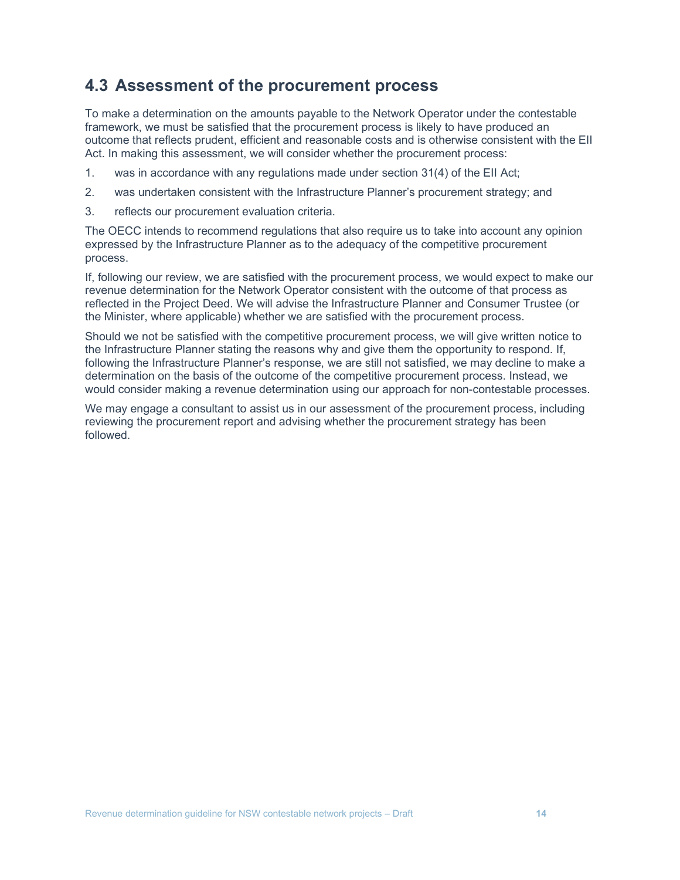## 4.3 Assessment of the procurement process

To make a determination on the amounts payable to the Network Operator under the contestable framework, we must be satisfied that the procurement process is likely to have produced an outcome that reflects prudent, efficient and reasonable costs and is otherwise consistent with the EII Act. In making this assessment, we will consider whether the procurement process:

1. was in accordance with any regulations made under section 31(4) of the EII Act;
2. was undertaken consistent with the Infrastructure Planner's procurement strategy; and
3. reflects our procurement evaluation criteria.

The OECC intends to recommend regulations that also require us to take into account any opinion expressed by the Infrastructure Planner as to the adequacy of the competitive procurement process.

If, following our review, we are satisfied with the procurement process, we would expect to make our revenue determination for the Network Operator consistent with the outcome of that process as reflected in the Project Deed. We will advise the Infrastructure Planner and Consumer Trustee (or the Minister, where applicable) whether we are satisfied with the procurement process.

Should we not be satisfied with the competitive procurement process, we will give written notice to the Infrastructure Planner stating the reasons why and give them the opportunity to respond. If, following the Infrastructure Planner's response, we are still not satisfied, we may decline to make a determination on the basis of the outcome of the competitive procurement process. Instead, we would consider making a revenue determination using our approach for non-contestable processes.

We may engage a consultant to assist us in our assessment of the procurement process, including reviewing the procurement report and advising whether the procurement strategy has been followed.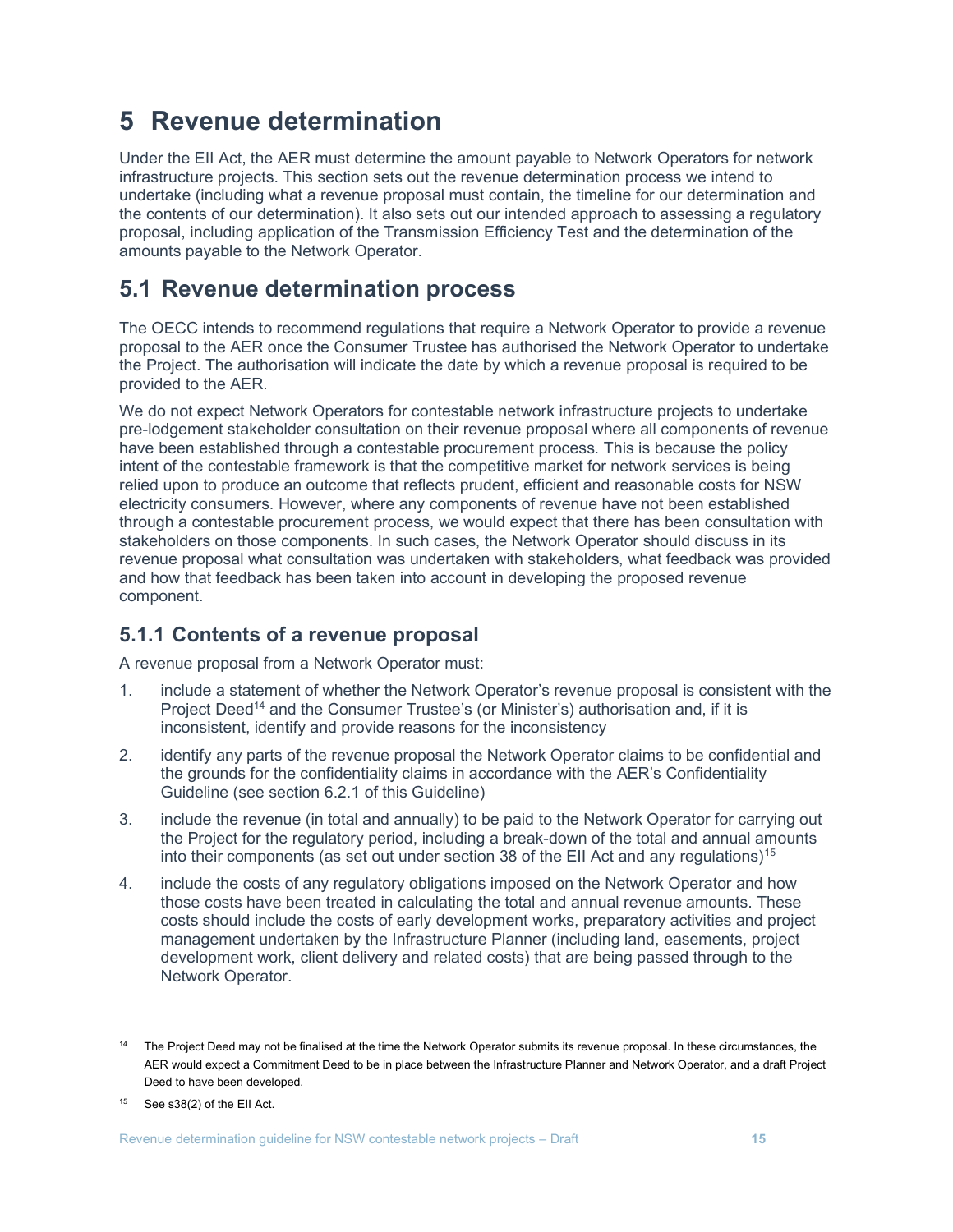# 5 Revenue determination

Under the EII Act, the AER must determine the amount payable to Network Operators for network infrastructure projects. This section sets out the revenue determination process we intend to undertake (including what a revenue proposal must contain, the timeline for our determination and the contents of our determination). It also sets out our intended approach to assessing a regulatory proposal, including application of the Transmission Efficiency Test and the determination of the amounts payable to the Network Operator.

## 5.1 Revenue determination process

The OECC intends to recommend regulations that require a Network Operator to provide a revenue proposal to the AER once the Consumer Trustee has authorised the Network Operator to undertake the Project. The authorisation will indicate the date by which a revenue proposal is required to be provided to the AER.

We do not expect Network Operators for contestable network infrastructure projects to undertake pre-lodgement stakeholder consultation on their revenue proposal where all components of revenue have been established through a contestable procurement process. This is because the policy intent of the contestable framework is that the competitive market for network services is being relied upon to produce an outcome that reflects prudent, efficient and reasonable costs for NSW electricity consumers. However, where any components of revenue have not been established through a contestable procurement process, we would expect that there has been consultation with stakeholders on those components. In such cases, the Network Operator should discuss in its revenue proposal what consultation was undertaken with stakeholders, what feedback was provided and how that feedback has been taken into account in developing the proposed revenue component.

### 5.1.1 Contents of a revenue proposal

A revenue proposal from a Network Operator must:

1. include a statement of whether the Network Operator's revenue proposal is consistent with the Project Deed[14] and the Consumer Trustee's (or Minister's) authorisation and, if it is inconsistent, identify and provide reasons for the inconsistency
2. identify any parts of the revenue proposal the Network Operator claims to be confidential and the grounds for the confidentiality claims in accordance with the AER's Confidentiality Guideline (see section 6.2.1 of this Guideline)
3. include the revenue (in total and annually) to be paid to the Network Operator for carrying out the Project for the regulatory period, including a break-down of the total and annual amounts into their components (as set out under section 38 of the EII Act and any regulations)[15]
4. include the costs of any regulatory obligations imposed on the Network Operator and how those costs have been treated in calculating the total and annual revenue amounts. These costs should include the costs of early development works, preparatory activities and project management undertaken by the Infrastructure Planner (including land, easements, project development work, client delivery and related costs) that are being passed through to the Network Operator.

[14] The Project Deed may not be finalised at the time the Network Operator submits its revenue proposal. In these circumstances, the AER would expect a Commitment Deed to be in place between the Infrastructure Planner and Network Operator, and a draft Project Deed to have been developed.

[15] See s38(2) of the EII Act.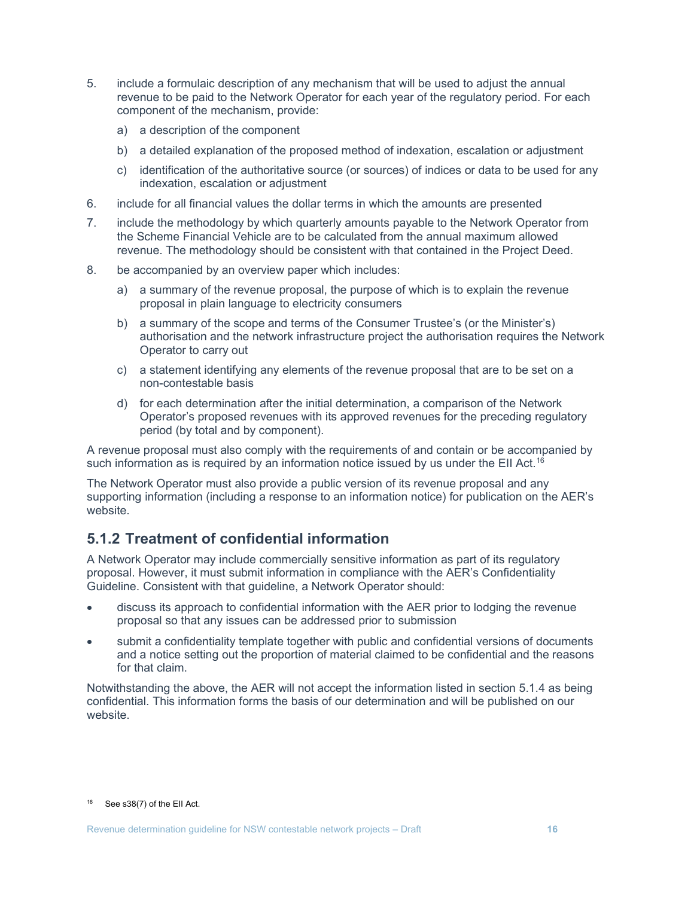5. include a formulaic description of any mechanism that will be used to adjust the annual revenue to be paid to the Network Operator for each year of the regulatory period. For each component of the mechanism, provide:
   a) a description of the component
   b) a detailed explanation of the proposed method of indexation, escalation or adjustment
   c) identification of the authoritative source (or sources) of indices or data to be used for any indexation, escalation or adjustment
6. include for all financial values the dollar terms in which the amounts are presented
7. include the methodology by which quarterly amounts payable to the Network Operator from the Scheme Financial Vehicle are to be calculated from the annual maximum allowed revenue. The methodology should be consistent with that contained in the Project Deed.
8. be accompanied by an overview paper which includes:
   a) a summary of the revenue proposal, the purpose of which is to explain the revenue proposal in plain language to electricity consumers
   b) a summary of the scope and terms of the Consumer Trustee's (or the Minister's) authorisation and the network infrastructure project the authorisation requires the Network Operator to carry out
   c) a statement identifying any elements of the revenue proposal that are to be set on a non-contestable basis
   d) for each determination after the initial determination, a comparison of the Network Operator's proposed revenues with its approved revenues for the preceding regulatory period (by total and by component).

A revenue proposal must also comply with the requirements of and contain or be accompanied by such information as is required by an information notice issued by us under the EII Act.[16]

The Network Operator must also provide a public version of its revenue proposal and any supporting information (including a response to an information notice) for publication on the AER's website.

### 5.1.2 Treatment of confidential information

A Network Operator may include commercially sensitive information as part of its regulatory proposal. However, it must submit information in compliance with the AER's Confidentiality Guideline. Consistent with that guideline, a Network Operator should:

- discuss its approach to confidential information with the AER prior to lodging the revenue proposal so that any issues can be addressed prior to submission
- submit a confidentiality template together with public and confidential versions of documents and a notice setting out the proportion of material claimed to be confidential and the reasons for that claim.

Notwithstanding the above, the AER will not accept the information listed in section 5.1.4 as being confidential. This information forms the basis of our determination and will be published on our website.

[16] See s38(7) of the EII Act.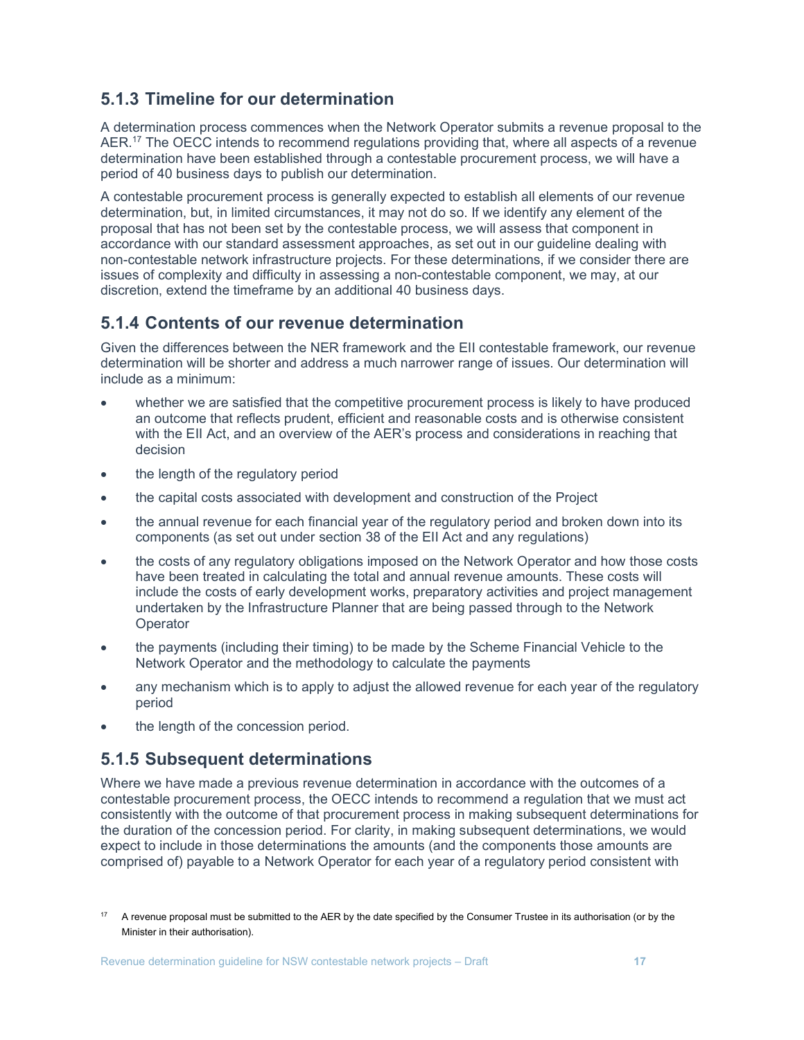### 5.1.3 Timeline for our determination

A determination process commences when the Network Operator submits a revenue proposal to the AER.[17] The OECC intends to recommend regulations providing that, where all aspects of a revenue determination have been established through a contestable procurement process, we will have a period of 40 business days to publish our determination.

A contestable procurement process is generally expected to establish all elements of our revenue determination, but, in limited circumstances, it may not do so. If we identify any element of the proposal that has not been set by the contestable process, we will assess that component in accordance with our standard assessment approaches, as set out in our guideline dealing with non-contestable network infrastructure projects. For these determinations, if we consider there are issues of complexity and difficulty in assessing a non-contestable component, we may, at our discretion, extend the timeframe by an additional 40 business days.

### 5.1.4 Contents of our revenue determination

Given the differences between the NER framework and the EII contestable framework, our revenue determination will be shorter and address a much narrower range of issues. Our determination will include as a minimum:

- whether we are satisfied that the competitive procurement process is likely to have produced an outcome that reflects prudent, efficient and reasonable costs and is otherwise consistent with the EII Act, and an overview of the AER's process and considerations in reaching that decision
- the length of the regulatory period
- the capital costs associated with development and construction of the Project
- the annual revenue for each financial year of the regulatory period and broken down into its components (as set out under section 38 of the EII Act and any regulations)
- the costs of any regulatory obligations imposed on the Network Operator and how those costs have been treated in calculating the total and annual revenue amounts. These costs will include the costs of early development works, preparatory activities and project management undertaken by the Infrastructure Planner that are being passed through to the Network Operator
- the payments (including their timing) to be made by the Scheme Financial Vehicle to the Network Operator and the methodology to calculate the payments
- any mechanism which is to apply to adjust the allowed revenue for each year of the regulatory period
- the length of the concession period.

### 5.1.5 Subsequent determinations

Where we have made a previous revenue determination in accordance with the outcomes of a contestable procurement process, the OECC intends to recommend a regulation that we must act consistently with the outcome of that procurement process in making subsequent determinations for the duration of the concession period. For clarity, in making subsequent determinations, we would expect to include in those determinations the amounts (and the components those amounts are comprised of) payable to a Network Operator for each year of a regulatory period consistent with

[17] A revenue proposal must be submitted to the AER by the date specified by the Consumer Trustee in its authorisation (or by the Minister in their authorisation).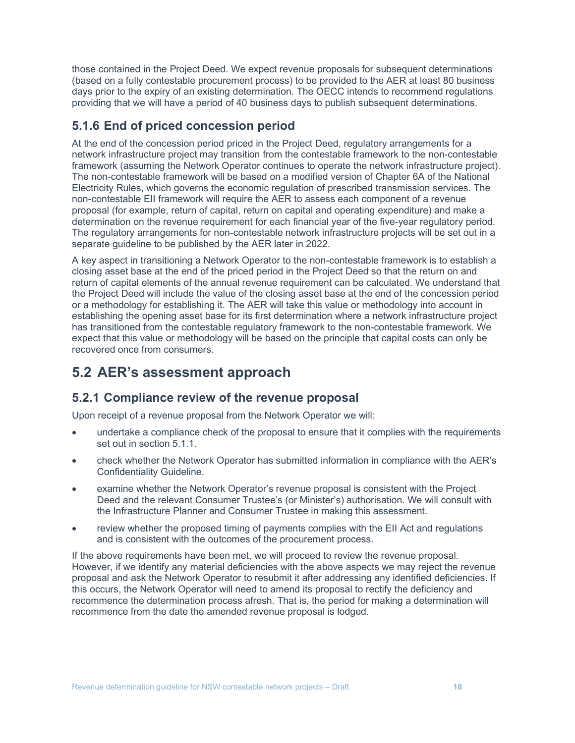those contained in the Project Deed. We expect revenue proposals for subsequent determinations (based on a fully contestable procurement process) to be provided to the AER at least 80 business days prior to the expiry of an existing determination. The OECC intends to recommend regulations providing that we will have a period of 40 business days to publish subsequent determinations.

### 5.1.6 End of priced concession period

At the end of the concession period priced in the Project Deed, regulatory arrangements for a network infrastructure project may transition from the contestable framework to the non-contestable framework (assuming the Network Operator continues to operate the network infrastructure project). The non-contestable framework will be based on a modified version of Chapter 6A of the National Electricity Rules, which governs the economic regulation of prescribed transmission services. The non-contestable EII framework will require the AER to assess each component of a revenue proposal (for example, return of capital, return on capital and operating expenditure) and make a determination on the revenue requirement for each financial year of the five-year regulatory period. The regulatory arrangements for non-contestable network infrastructure projects will be set out in a separate guideline to be published by the AER later in 2022.

A key aspect in transitioning a Network Operator to the non-contestable framework is to establish a closing asset base at the end of the priced period in the Project Deed so that the return on and return of capital elements of the annual revenue requirement can be calculated. We understand that the Project Deed will include the value of the closing asset base at the end of the concession period or a methodology for establishing it. The AER will take this value or methodology into account in establishing the opening asset base for its first determination where a network infrastructure project has transitioned from the contestable regulatory framework to the non-contestable framework. We expect that this value or methodology will be based on the principle that capital costs can only be recovered once from consumers.

## 5.2 AER's assessment approach

### 5.2.1 Compliance review of the revenue proposal

Upon receipt of a revenue proposal from the Network Operator we will:

- undertake a compliance check of the proposal to ensure that it complies with the requirements set out in section 5.1.1.
- check whether the Network Operator has submitted information in compliance with the AER's Confidentiality Guideline.
- examine whether the Network Operator's revenue proposal is consistent with the Project Deed and the relevant Consumer Trustee's (or Minister's) authorisation. We will consult with the Infrastructure Planner and Consumer Trustee in making this assessment.
- review whether the proposed timing of payments complies with the EII Act and regulations and is consistent with the outcomes of the procurement process.

If the above requirements have been met, we will proceed to review the revenue proposal. However, if we identify any material deficiencies with the above aspects we may reject the revenue proposal and ask the Network Operator to resubmit it after addressing any identified deficiencies. If this occurs, the Network Operator will need to amend its proposal to rectify the deficiency and recommence the determination process afresh. That is, the period for making a determination will recommence from the date the amended revenue proposal is lodged.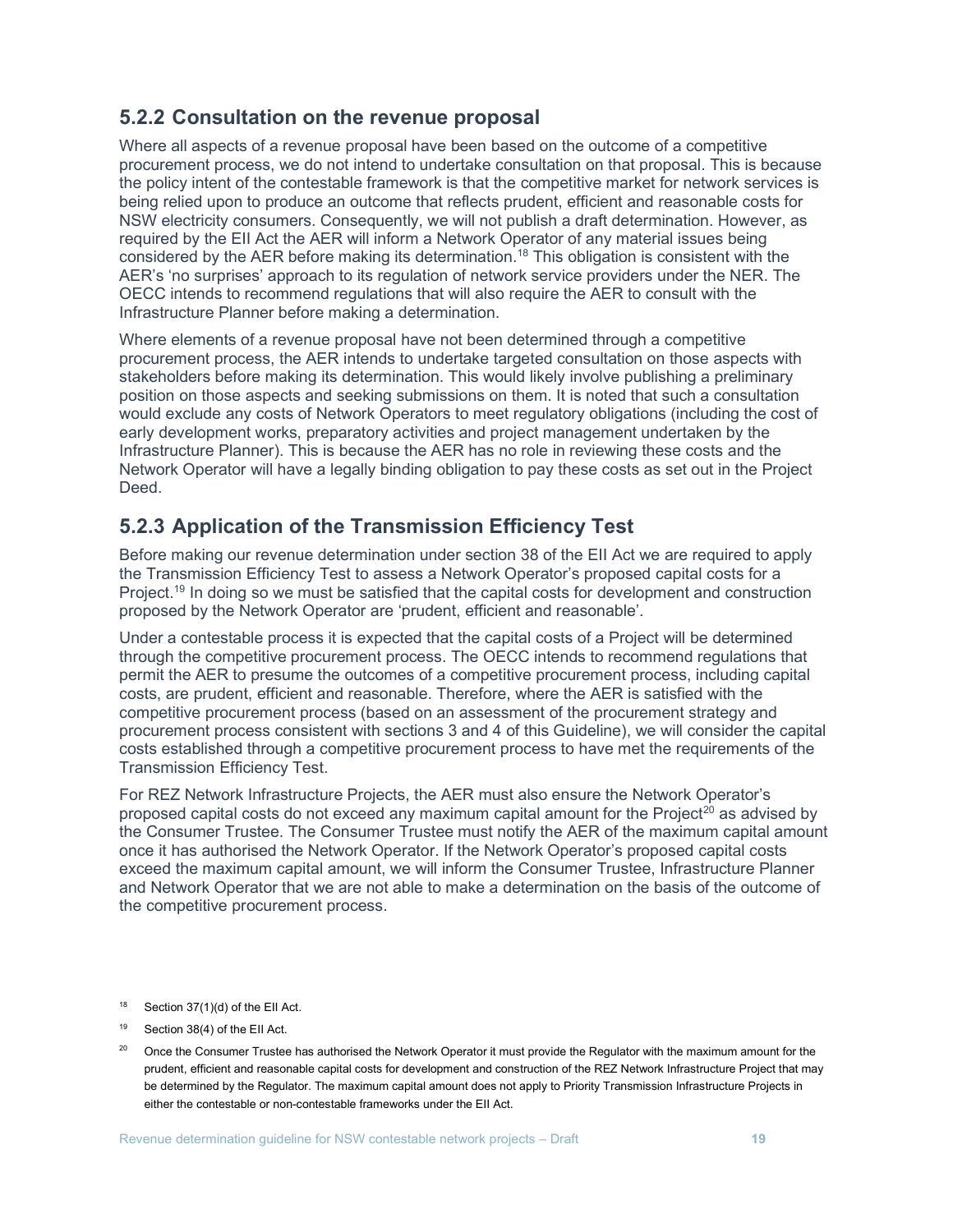### 5.2.2 Consultation on the revenue proposal

Where all aspects of a revenue proposal have been based on the outcome of a competitive procurement process, we do not intend to undertake consultation on that proposal. This is because the policy intent of the contestable framework is that the competitive market for network services is being relied upon to produce an outcome that reflects prudent, efficient and reasonable costs for NSW electricity consumers. Consequently, we will not publish a draft determination. However, as required by the EII Act the AER will inform a Network Operator of any material issues being considered by the AER before making its determination.[18] This obligation is consistent with the AER's 'no surprises' approach to its regulation of network service providers under the NER. The OECC intends to recommend regulations that will also require the AER to consult with the Infrastructure Planner before making a determination.

Where elements of a revenue proposal have not been determined through a competitive procurement process, the AER intends to undertake targeted consultation on those aspects with stakeholders before making its determination. This would likely involve publishing a preliminary position on those aspects and seeking submissions on them. It is noted that such a consultation would exclude any costs of Network Operators to meet regulatory obligations (including the cost of early development works, preparatory activities and project management undertaken by the Infrastructure Planner). This is because the AER has no role in reviewing these costs and the Network Operator will have a legally binding obligation to pay these costs as set out in the Project Deed.

### 5.2.3 Application of the Transmission Efficiency Test

Before making our revenue determination under section 38 of the EII Act we are required to apply the Transmission Efficiency Test to assess a Network Operator's proposed capital costs for a Project.[19] In doing so we must be satisfied that the capital costs for development and construction proposed by the Network Operator are 'prudent, efficient and reasonable'.

Under a contestable process it is expected that the capital costs of a Project will be determined through the competitive procurement process. The OECC intends to recommend regulations that permit the AER to presume the outcomes of a competitive procurement process, including capital costs, are prudent, efficient and reasonable. Therefore, where the AER is satisfied with the competitive procurement process (based on an assessment of the procurement strategy and procurement process consistent with sections 3 and 4 of this Guideline), we will consider the capital costs established through a competitive procurement process to have met the requirements of the Transmission Efficiency Test.

For REZ Network Infrastructure Projects, the AER must also ensure the Network Operator's proposed capital costs do not exceed any maximum capital amount for the Project[20] as advised by the Consumer Trustee. The Consumer Trustee must notify the AER of the maximum capital amount once it has authorised the Network Operator. If the Network Operator's proposed capital costs exceed the maximum capital amount, we will inform the Consumer Trustee, Infrastructure Planner and Network Operator that we are not able to make a determination on the basis of the outcome of the competitive procurement process.

[18] Section 37(1)(d) of the EII Act.

[19] Section 38(4) of the EII Act.

[20] Once the Consumer Trustee has authorised the Network Operator it must provide the Regulator with the maximum amount for the prudent, efficient and reasonable capital costs for development and construction of the REZ Network Infrastructure Project that may be determined by the Regulator. The maximum capital amount does not apply to Priority Transmission Infrastructure Projects in either the contestable or non-contestable frameworks under the EII Act.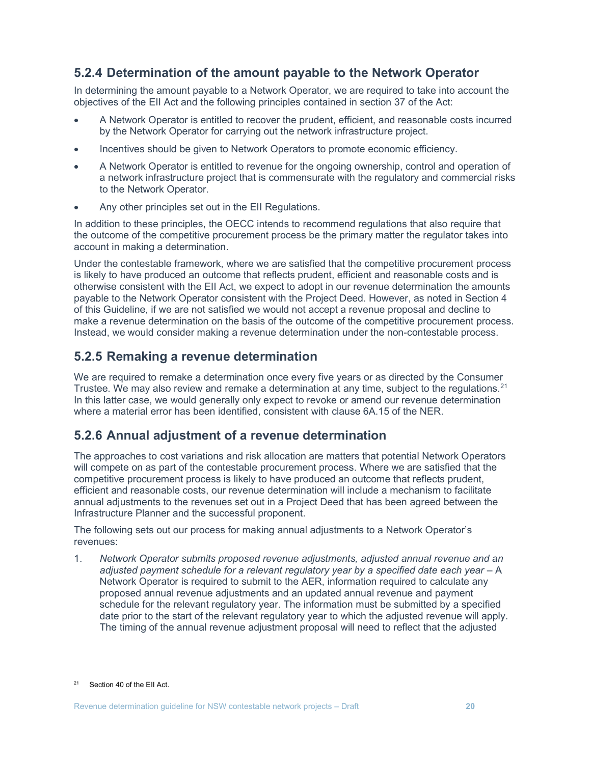### 5.2.4 Determination of the amount payable to the Network Operator

In determining the amount payable to a Network Operator, we are required to take into account the objectives of the EII Act and the following principles contained in section 37 of the Act:

- A Network Operator is entitled to recover the prudent, efficient, and reasonable costs incurred by the Network Operator for carrying out the network infrastructure project.
- Incentives should be given to Network Operators to promote economic efficiency.
- A Network Operator is entitled to revenue for the ongoing ownership, control and operation of a network infrastructure project that is commensurate with the regulatory and commercial risks to the Network Operator.
- Any other principles set out in the EII Regulations.

In addition to these principles, the OECC intends to recommend regulations that also require that the outcome of the competitive procurement process be the primary matter the regulator takes into account in making a determination.

Under the contestable framework, where we are satisfied that the competitive procurement process is likely to have produced an outcome that reflects prudent, efficient and reasonable costs and is otherwise consistent with the EII Act, we expect to adopt in our revenue determination the amounts payable to the Network Operator consistent with the Project Deed. However, as noted in Section 4 of this Guideline, if we are not satisfied we would not accept a revenue proposal and decline to make a revenue determination on the basis of the outcome of the competitive procurement process. Instead, we would consider making a revenue determination under the non-contestable process.

### 5.2.5 Remaking a revenue determination

We are required to remake a determination once every five years or as directed by the Consumer Trustee. We may also review and remake a determination at any time, subject to the regulations.[21] In this latter case, we would generally only expect to revoke or amend our revenue determination where a material error has been identified, consistent with clause 6A.15 of the NER.

### 5.2.6 Annual adjustment of a revenue determination

The approaches to cost variations and risk allocation are matters that potential Network Operators will compete on as part of the contestable procurement process. Where we are satisfied that the competitive procurement process is likely to have produced an outcome that reflects prudent, efficient and reasonable costs, our revenue determination will include a mechanism to facilitate annual adjustments to the revenues set out in a Project Deed that has been agreed between the Infrastructure Planner and the successful proponent.

The following sets out our process for making annual adjustments to a Network Operator's revenues:

1. *Network Operator submits proposed revenue adjustments, adjusted annual revenue and an adjusted payment schedule for a relevant regulatory year by a specified date each year* – A Network Operator is required to submit to the AER, information required to calculate any proposed annual revenue adjustments and an updated annual revenue and payment schedule for the relevant regulatory year. The information must be submitted by a specified date prior to the start of the relevant regulatory year to which the adjusted revenue will apply. The timing of the annual revenue adjustment proposal will need to reflect that the adjusted

[21] Section 40 of the EII Act.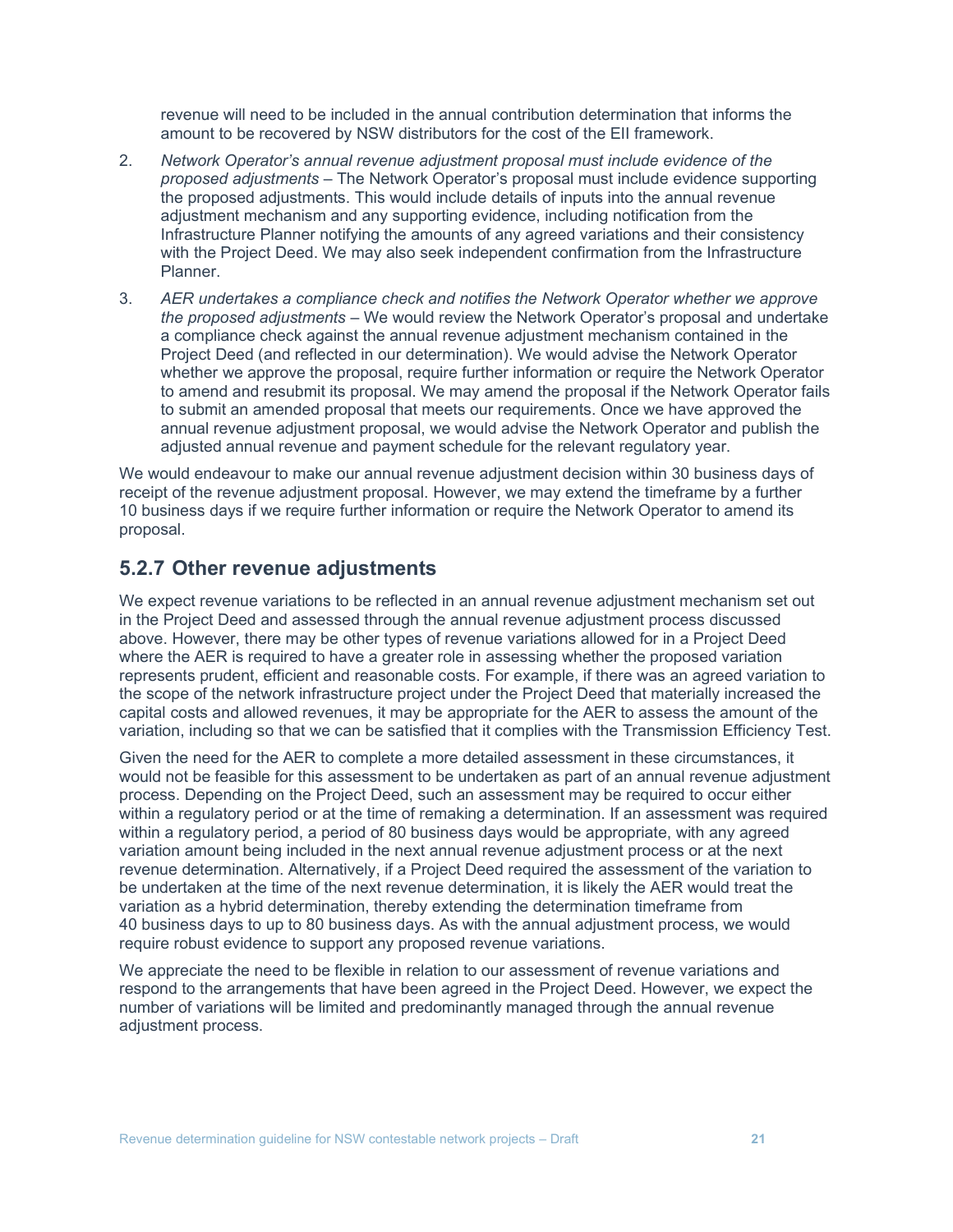revenue will need to be included in the annual contribution determination that informs the amount to be recovered by NSW distributors for the cost of the EII framework.

2. *Network Operator's annual revenue adjustment proposal must include evidence of the proposed adjustments* – The Network Operator's proposal must include evidence supporting the proposed adjustments. This would include details of inputs into the annual revenue adjustment mechanism and any supporting evidence, including notification from the Infrastructure Planner notifying the amounts of any agreed variations and their consistency with the Project Deed. We may also seek independent confirmation from the Infrastructure Planner.
3. *AER undertakes a compliance check and notifies the Network Operator whether we approve the proposed adjustments* – We would review the Network Operator's proposal and undertake a compliance check against the annual revenue adjustment mechanism contained in the Project Deed (and reflected in our determination). We would advise the Network Operator whether we approve the proposal, require further information or require the Network Operator to amend and resubmit its proposal. We may amend the proposal if the Network Operator fails to submit an amended proposal that meets our requirements. Once we have approved the annual revenue adjustment proposal, we would advise the Network Operator and publish the adjusted annual revenue and payment schedule for the relevant regulatory year.

We would endeavour to make our annual revenue adjustment decision within 30 business days of receipt of the revenue adjustment proposal. However, we may extend the timeframe by a further 10 business days if we require further information or require the Network Operator to amend its proposal.

### 5.2.7 Other revenue adjustments

We expect revenue variations to be reflected in an annual revenue adjustment mechanism set out in the Project Deed and assessed through the annual revenue adjustment process discussed above. However, there may be other types of revenue variations allowed for in a Project Deed where the AER is required to have a greater role in assessing whether the proposed variation represents prudent, efficient and reasonable costs. For example, if there was an agreed variation to the scope of the network infrastructure project under the Project Deed that materially increased the capital costs and allowed revenues, it may be appropriate for the AER to assess the amount of the variation, including so that we can be satisfied that it complies with the Transmission Efficiency Test.

Given the need for the AER to complete a more detailed assessment in these circumstances, it would not be feasible for this assessment to be undertaken as part of an annual revenue adjustment process. Depending on the Project Deed, such an assessment may be required to occur either within a regulatory period or at the time of remaking a determination. If an assessment was required within a regulatory period, a period of 80 business days would be appropriate, with any agreed variation amount being included in the next annual revenue adjustment process or at the next revenue determination. Alternatively, if a Project Deed required the assessment of the variation to be undertaken at the time of the next revenue determination, it is likely the AER would treat the variation as a hybrid determination, thereby extending the determination timeframe from 40 business days to up to 80 business days. As with the annual adjustment process, we would require robust evidence to support any proposed revenue variations.

We appreciate the need to be flexible in relation to our assessment of revenue variations and respond to the arrangements that have been agreed in the Project Deed. However, we expect the number of variations will be limited and predominantly managed through the annual revenue adjustment process.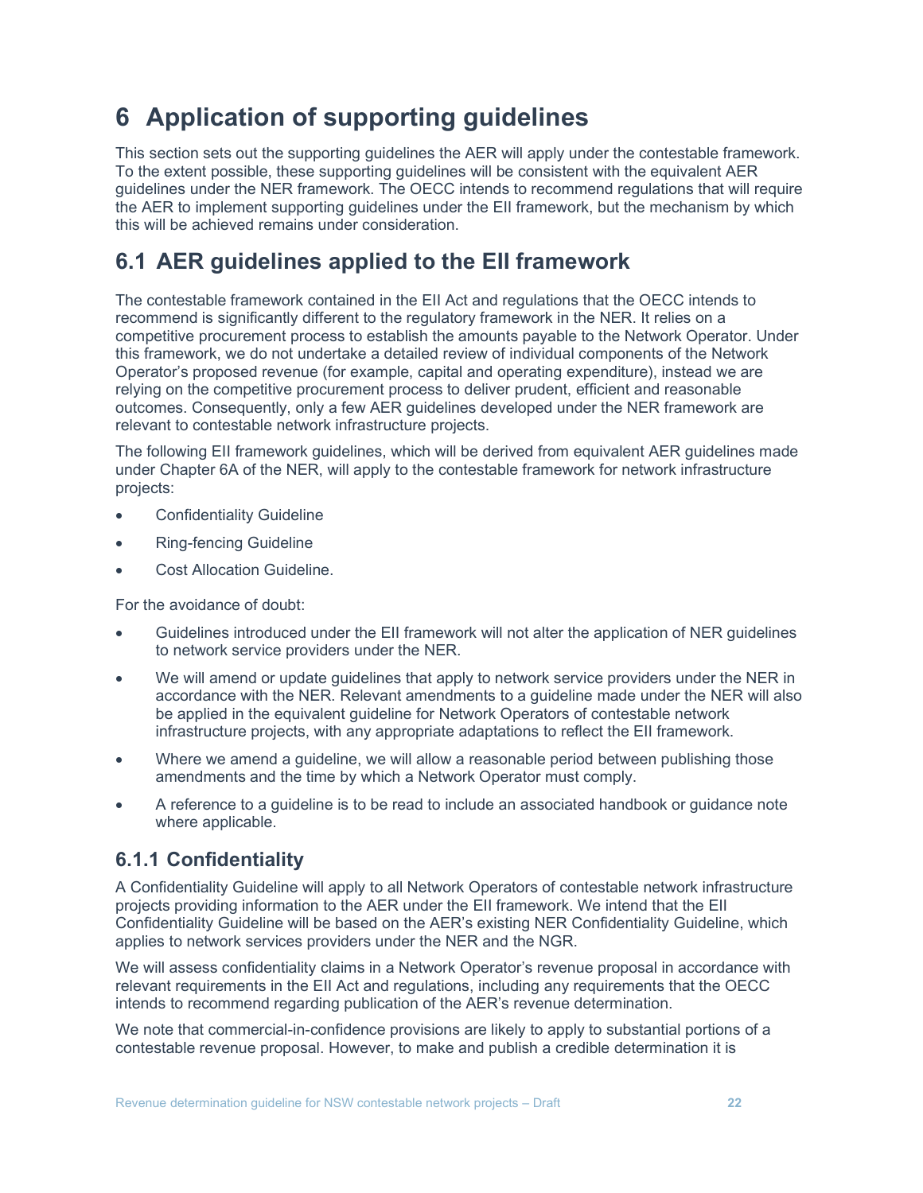# 6 Application of supporting guidelines

This section sets out the supporting guidelines the AER will apply under the contestable framework. To the extent possible, these supporting guidelines will be consistent with the equivalent AER guidelines under the NER framework. The OECC intends to recommend regulations that will require the AER to implement supporting guidelines under the EII framework, but the mechanism by which this will be achieved remains under consideration.

## 6.1 AER guidelines applied to the EII framework

The contestable framework contained in the EII Act and regulations that the OECC intends to recommend is significantly different to the regulatory framework in the NER. It relies on a competitive procurement process to establish the amounts payable to the Network Operator. Under this framework, we do not undertake a detailed review of individual components of the Network Operator's proposed revenue (for example, capital and operating expenditure), instead we are relying on the competitive procurement process to deliver prudent, efficient and reasonable outcomes. Consequently, only a few AER guidelines developed under the NER framework are relevant to contestable network infrastructure projects.

The following EII framework guidelines, which will be derived from equivalent AER guidelines made under Chapter 6A of the NER, will apply to the contestable framework for network infrastructure projects:

- Confidentiality Guideline
- Ring-fencing Guideline
- Cost Allocation Guideline.

For the avoidance of doubt:

- Guidelines introduced under the EII framework will not alter the application of NER guidelines to network service providers under the NER.
- We will amend or update guidelines that apply to network service providers under the NER in accordance with the NER. Relevant amendments to a guideline made under the NER will also be applied in the equivalent guideline for Network Operators of contestable network infrastructure projects, with any appropriate adaptations to reflect the EII framework.
- Where we amend a guideline, we will allow a reasonable period between publishing those amendments and the time by which a Network Operator must comply.
- A reference to a guideline is to be read to include an associated handbook or guidance note where applicable.

### 6.1.1 Confidentiality

A Confidentiality Guideline will apply to all Network Operators of contestable network infrastructure projects providing information to the AER under the EII framework. We intend that the EII Confidentiality Guideline will be based on the AER's existing NER Confidentiality Guideline, which applies to network services providers under the NER and the NGR.

We will assess confidentiality claims in a Network Operator's revenue proposal in accordance with relevant requirements in the EII Act and regulations, including any requirements that the OECC intends to recommend regarding publication of the AER's revenue determination.

We note that commercial-in-confidence provisions are likely to apply to substantial portions of a contestable revenue proposal. However, to make and publish a credible determination it is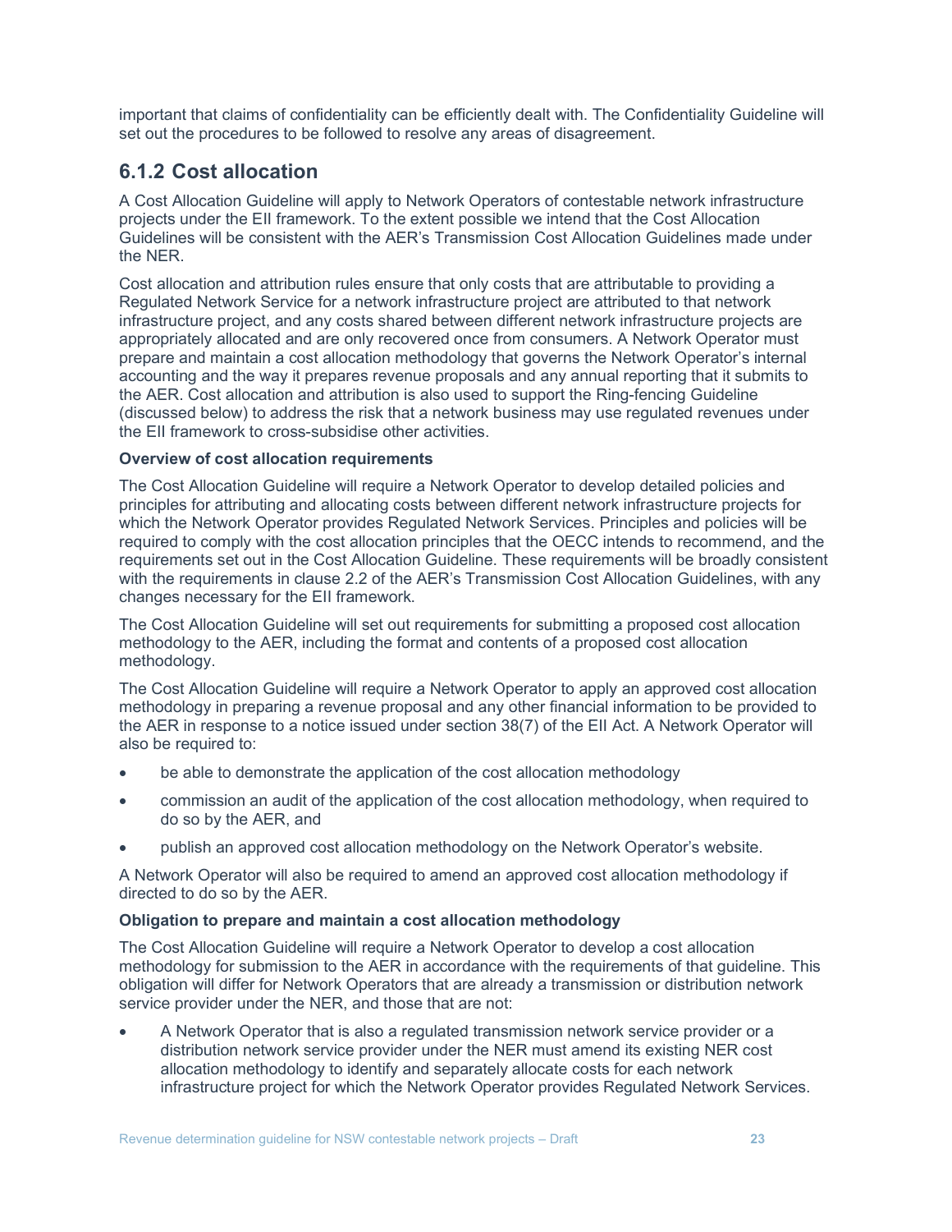important that claims of confidentiality can be efficiently dealt with. The Confidentiality Guideline will set out the procedures to be followed to resolve any areas of disagreement.

### 6.1.2 Cost allocation

A Cost Allocation Guideline will apply to Network Operators of contestable network infrastructure projects under the EII framework. To the extent possible we intend that the Cost Allocation Guidelines will be consistent with the AER's Transmission Cost Allocation Guidelines made under the NER.

Cost allocation and attribution rules ensure that only costs that are attributable to providing a Regulated Network Service for a network infrastructure project are attributed to that network infrastructure project, and any costs shared between different network infrastructure projects are appropriately allocated and are only recovered once from consumers. A Network Operator must prepare and maintain a cost allocation methodology that governs the Network Operator's internal accounting and the way it prepares revenue proposals and any annual reporting that it submits to the AER. Cost allocation and attribution is also used to support the Ring-fencing Guideline (discussed below) to address the risk that a network business may use regulated revenues under the EII framework to cross-subsidise other activities.

**Overview of cost allocation requirements**

The Cost Allocation Guideline will require a Network Operator to develop detailed policies and principles for attributing and allocating costs between different network infrastructure projects for which the Network Operator provides Regulated Network Services. Principles and policies will be required to comply with the cost allocation principles that the OECC intends to recommend, and the requirements set out in the Cost Allocation Guideline. These requirements will be broadly consistent with the requirements in clause 2.2 of the AER's Transmission Cost Allocation Guidelines, with any changes necessary for the EII framework.

The Cost Allocation Guideline will set out requirements for submitting a proposed cost allocation methodology to the AER, including the format and contents of a proposed cost allocation methodology.

The Cost Allocation Guideline will require a Network Operator to apply an approved cost allocation methodology in preparing a revenue proposal and any other financial information to be provided to the AER in response to a notice issued under section 38(7) of the EII Act. A Network Operator will also be required to:

- be able to demonstrate the application of the cost allocation methodology
- commission an audit of the application of the cost allocation methodology, when required to do so by the AER, and
- publish an approved cost allocation methodology on the Network Operator's website.

A Network Operator will also be required to amend an approved cost allocation methodology if directed to do so by the AER.

**Obligation to prepare and maintain a cost allocation methodology**

The Cost Allocation Guideline will require a Network Operator to develop a cost allocation methodology for submission to the AER in accordance with the requirements of that guideline. This obligation will differ for Network Operators that are already a transmission or distribution network service provider under the NER, and those that are not:

- A Network Operator that is also a regulated transmission network service provider or a distribution network service provider under the NER must amend its existing NER cost allocation methodology to identify and separately allocate costs for each network infrastructure project for which the Network Operator provides Regulated Network Services.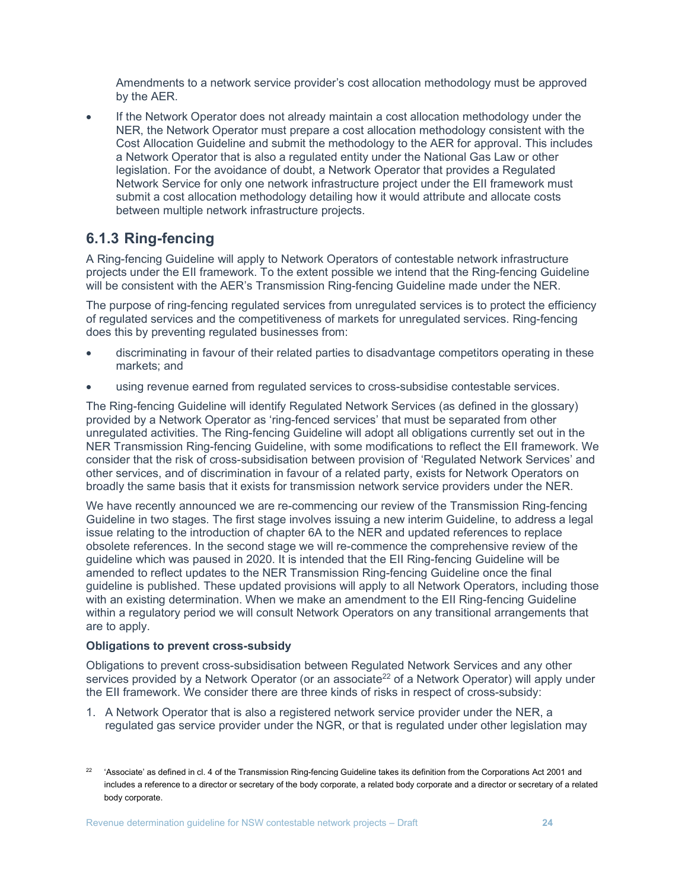Amendments to a network service provider's cost allocation methodology must be approved by the AER.

- If the Network Operator does not already maintain a cost allocation methodology under the NER, the Network Operator must prepare a cost allocation methodology consistent with the Cost Allocation Guideline and submit the methodology to the AER for approval. This includes a Network Operator that is also a regulated entity under the National Gas Law or other legislation. For the avoidance of doubt, a Network Operator that provides a Regulated Network Service for only one network infrastructure project under the EII framework must submit a cost allocation methodology detailing how it would attribute and allocate costs between multiple network infrastructure projects.

### 6.1.3 Ring-fencing

A Ring-fencing Guideline will apply to Network Operators of contestable network infrastructure projects under the EII framework. To the extent possible we intend that the Ring-fencing Guideline will be consistent with the AER's Transmission Ring-fencing Guideline made under the NER.

The purpose of ring-fencing regulated services from unregulated services is to protect the efficiency of regulated services and the competitiveness of markets for unregulated services. Ring-fencing does this by preventing regulated businesses from:

- discriminating in favour of their related parties to disadvantage competitors operating in these markets; and
- using revenue earned from regulated services to cross-subsidise contestable services.

The Ring-fencing Guideline will identify Regulated Network Services (as defined in the glossary) provided by a Network Operator as 'ring-fenced services' that must be separated from other unregulated activities. The Ring-fencing Guideline will adopt all obligations currently set out in the NER Transmission Ring-fencing Guideline, with some modifications to reflect the EII framework. We consider that the risk of cross-subsidisation between provision of 'Regulated Network Services' and other services, and of discrimination in favour of a related party, exists for Network Operators on broadly the same basis that it exists for transmission network service providers under the NER.

We have recently announced we are re-commencing our review of the Transmission Ring-fencing Guideline in two stages. The first stage involves issuing a new interim Guideline, to address a legal issue relating to the introduction of chapter 6A to the NER and updated references to replace obsolete references. In the second stage we will re-commence the comprehensive review of the guideline which was paused in 2020. It is intended that the EII Ring-fencing Guideline will be amended to reflect updates to the NER Transmission Ring-fencing Guideline once the final guideline is published. These updated provisions will apply to all Network Operators, including those with an existing determination. When we make an amendment to the EII Ring-fencing Guideline within a regulatory period we will consult Network Operators on any transitional arrangements that are to apply.

**Obligations to prevent cross-subsidy**

Obligations to prevent cross-subsidisation between Regulated Network Services and any other services provided by a Network Operator (or an associate[22] of a Network Operator) will apply under the EII framework. We consider there are three kinds of risks in respect of cross-subsidy:

1. A Network Operator that is also a registered network service provider under the NER, a regulated gas service provider under the NGR, or that is regulated under other legislation may

[22] 'Associate' as defined in cl. 4 of the Transmission Ring-fencing Guideline takes its definition from the Corporations Act 2001 and includes a reference to a director or secretary of the body corporate, a related body corporate and a director or secretary of a related body corporate.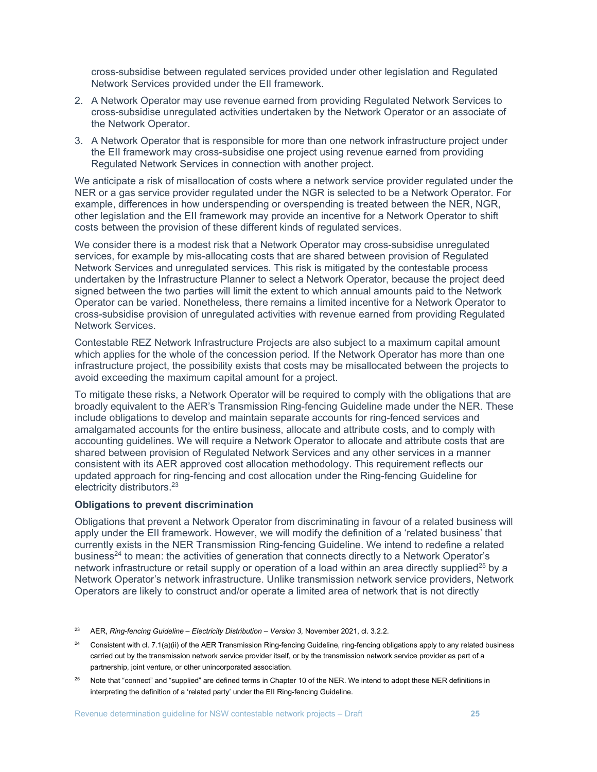cross-subsidise between regulated services provided under other legislation and Regulated Network Services provided under the EII framework.

2. A Network Operator may use revenue earned from providing Regulated Network Services to cross-subsidise unregulated activities undertaken by the Network Operator or an associate of the Network Operator.
3. A Network Operator that is responsible for more than one network infrastructure project under the EII framework may cross-subsidise one project using revenue earned from providing Regulated Network Services in connection with another project.

We anticipate a risk of misallocation of costs where a network service provider regulated under the NER or a gas service provider regulated under the NGR is selected to be a Network Operator. For example, differences in how underspending or overspending is treated between the NER, NGR, other legislation and the EII framework may provide an incentive for a Network Operator to shift costs between the provision of these different kinds of regulated services.

We consider there is a modest risk that a Network Operator may cross-subsidise unregulated services, for example by mis-allocating costs that are shared between provision of Regulated Network Services and unregulated services. This risk is mitigated by the contestable process undertaken by the Infrastructure Planner to select a Network Operator, because the project deed signed between the two parties will limit the extent to which annual amounts paid to the Network Operator can be varied. Nonetheless, there remains a limited incentive for a Network Operator to cross-subsidise provision of unregulated activities with revenue earned from providing Regulated Network Services.

Contestable REZ Network Infrastructure Projects are also subject to a maximum capital amount which applies for the whole of the concession period. If the Network Operator has more than one infrastructure project, the possibility exists that costs may be misallocated between the projects to avoid exceeding the maximum capital amount for a project.

To mitigate these risks, a Network Operator will be required to comply with the obligations that are broadly equivalent to the AER's Transmission Ring-fencing Guideline made under the NER. These include obligations to develop and maintain separate accounts for ring-fenced services and amalgamated accounts for the entire business, allocate and attribute costs, and to comply with accounting guidelines. We will require a Network Operator to allocate and attribute costs that are shared between provision of Regulated Network Services and any other services in a manner consistent with its AER approved cost allocation methodology. This requirement reflects our updated approach for ring-fencing and cost allocation under the Ring-fencing Guideline for electricity distributors.[23]

**Obligations to prevent discrimination**

Obligations that prevent a Network Operator from discriminating in favour of a related business will apply under the EII framework. However, we will modify the definition of a 'related business' that currently exists in the NER Transmission Ring-fencing Guideline. We intend to redefine a related business[24] to mean: the activities of generation that connects directly to a Network Operator's network infrastructure or retail supply or operation of a load within an area directly supplied[25] by a Network Operator's network infrastructure. Unlike transmission network service providers, Network Operators are likely to construct and/or operate a limited area of network that is not directly

[23] AER, *Ring-fencing Guideline – Electricity Distribution – Version 3*, November 2021, cl. 3.2.2.

[24] Consistent with cl. 7.1(a)(ii) of the AER Transmission Ring-fencing Guideline, ring-fencing obligations apply to any related business carried out by the transmission network service provider itself, or by the transmission network service provider as part of a partnership, joint venture, or other unincorporated association.

[25] Note that "connect" and "supplied" are defined terms in Chapter 10 of the NER. We intend to adopt these NER definitions in interpreting the definition of a 'related party' under the EII Ring-fencing Guideline.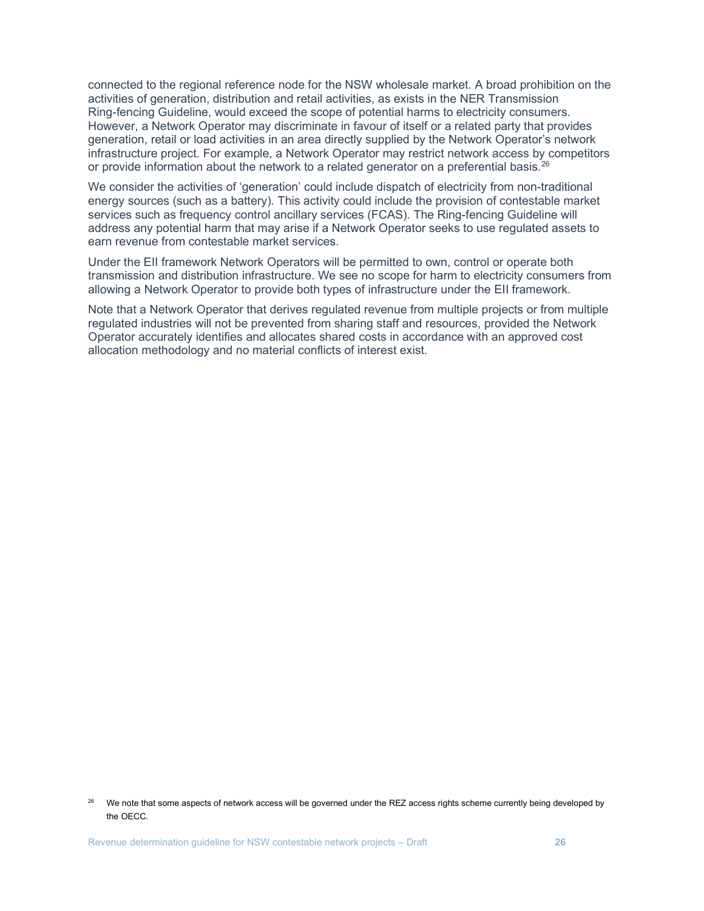connected to the regional reference node for the NSW wholesale market. A broad prohibition on the activities of generation, distribution and retail activities, as exists in the NER Transmission Ring-fencing Guideline, would exceed the scope of potential harms to electricity consumers. However, a Network Operator may discriminate in favour of itself or a related party that provides generation, retail or load activities in an area directly supplied by the Network Operator's network infrastructure project. For example, a Network Operator may restrict network access by competitors or provide information about the network to a related generator on a preferential basis.[26]

We consider the activities of 'generation' could include dispatch of electricity from non-traditional energy sources (such as a battery). This activity could include the provision of contestable market services such as frequency control ancillary services (FCAS). The Ring-fencing Guideline will address any potential harm that may arise if a Network Operator seeks to use regulated assets to earn revenue from contestable market services.

Under the EII framework Network Operators will be permitted to own, control or operate both transmission and distribution infrastructure. We see no scope for harm to electricity consumers from allowing a Network Operator to provide both types of infrastructure under the EII framework.

Note that a Network Operator that derives regulated revenue from multiple projects or from multiple regulated industries will not be prevented from sharing staff and resources, provided the Network Operator accurately identifies and allocates shared costs in accordance with an approved cost allocation methodology and no material conflicts of interest exist.

[26] We note that some aspects of network access will be governed under the REZ access rights scheme currently being developed by the OECC.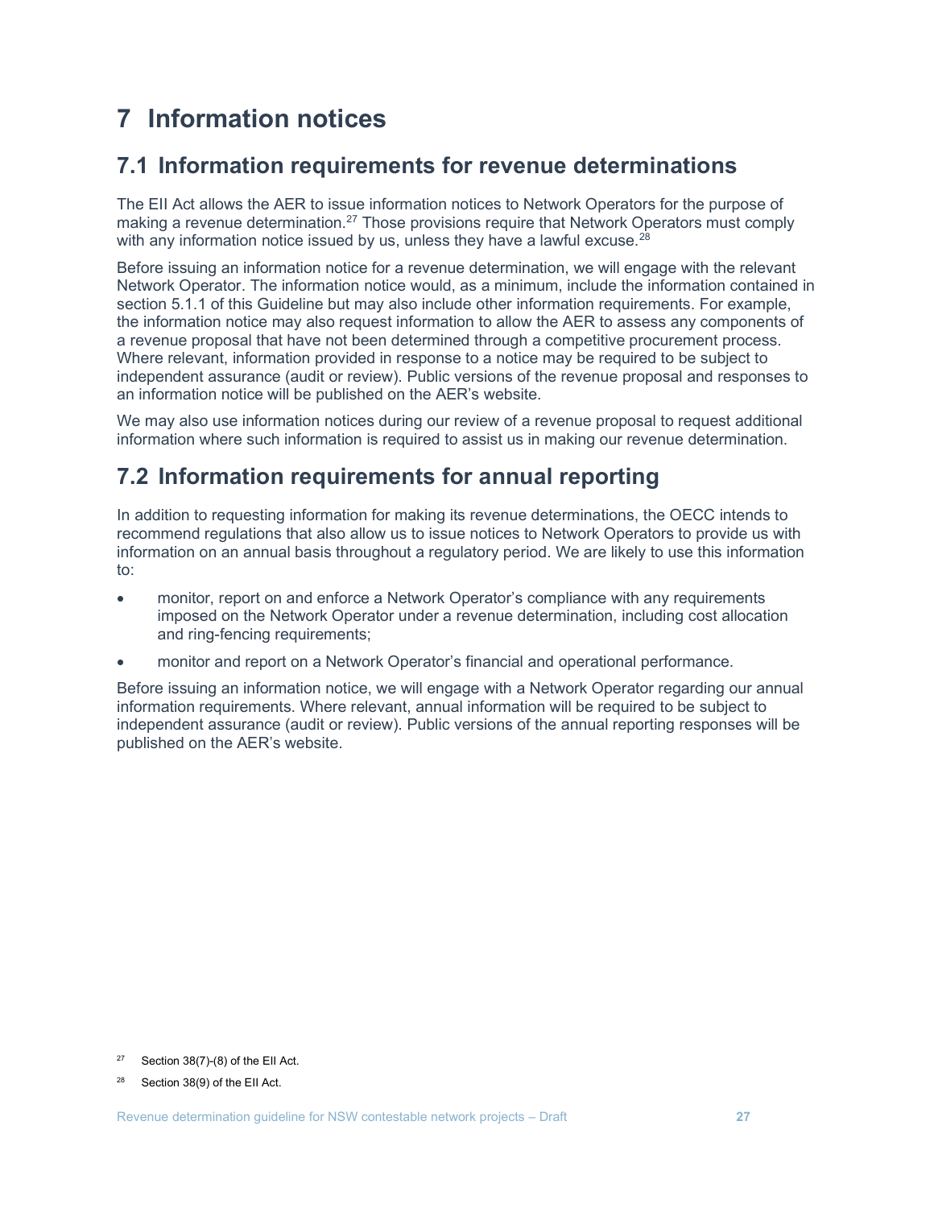# 7 Information notices

## 7.1 Information requirements for revenue determinations

The EII Act allows the AER to issue information notices to Network Operators for the purpose of making a revenue determination.[27] Those provisions require that Network Operators must comply with any information notice issued by us, unless they have a lawful excuse.[28]

Before issuing an information notice for a revenue determination, we will engage with the relevant Network Operator. The information notice would, as a minimum, include the information contained in section 5.1.1 of this Guideline but may also include other information requirements. For example, the information notice may also request information to allow the AER to assess any components of a revenue proposal that have not been determined through a competitive procurement process. Where relevant, information provided in response to a notice may be required to be subject to independent assurance (audit or review). Public versions of the revenue proposal and responses to an information notice will be published on the AER's website.

We may also use information notices during our review of a revenue proposal to request additional information where such information is required to assist us in making our revenue determination.

## 7.2 Information requirements for annual reporting

In addition to requesting information for making its revenue determinations, the OECC intends to recommend regulations that also allow us to issue notices to Network Operators to provide us with information on an annual basis throughout a regulatory period. We are likely to use this information to:

- monitor, report on and enforce a Network Operator's compliance with any requirements imposed on the Network Operator under a revenue determination, including cost allocation and ring-fencing requirements;
- monitor and report on a Network Operator's financial and operational performance.

Before issuing an information notice, we will engage with a Network Operator regarding our annual information requirements. Where relevant, annual information will be required to be subject to independent assurance (audit or review). Public versions of the annual reporting responses will be published on the AER's website.

[27] Section 38(7)-(8) of the EII Act.

[28] Section 38(9) of the EII Act.